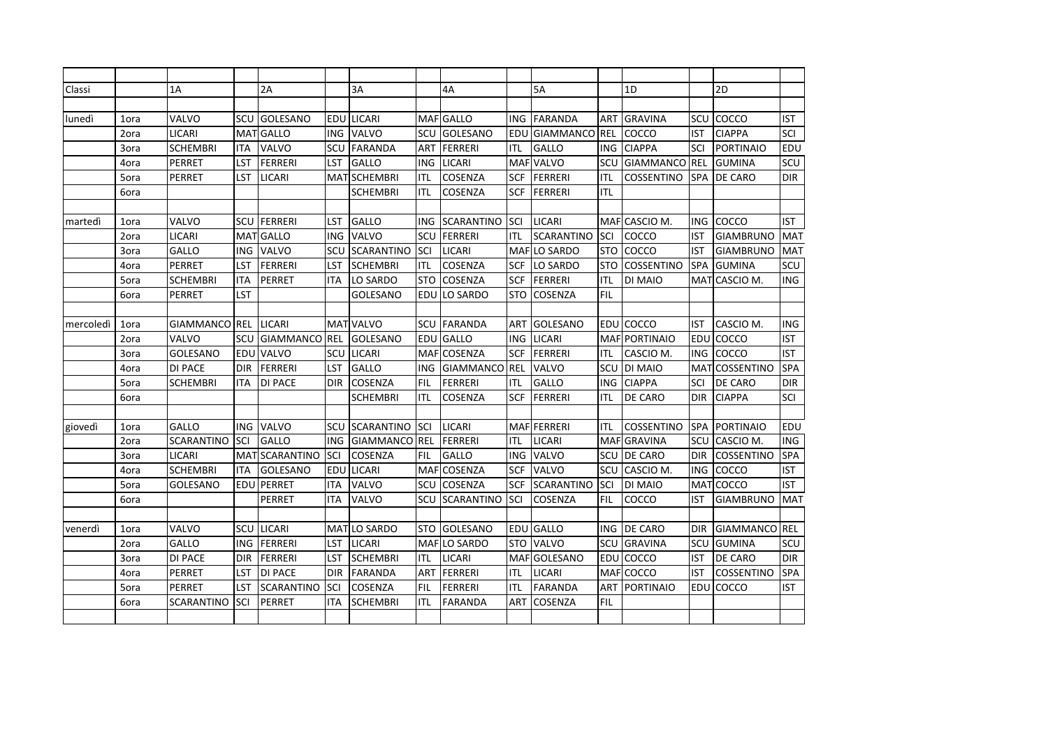| Classi | | 1A | | 2A | | 3A | | 4A | | 5A | | 1D | | 2D | |
|---|---|---|---|---|---|---|---|---|---|---|---|---|---|---|---|
| | | | | | | | | | | | | | | | |
| lunedì | 1ora | VALVO | SCU | GOLESANO | EDU | LICARI | MAF | GALLO | ING | FARANDA | ART | GRAVINA | SCU | COCCO | IST |
| | 2ora | LICARI | MAT | GALLO | ING | VALVO | SCU | GOLESANO | EDU | GIAMMANCO | REL | COCCO | IST | CIAPPA | SCI |
| | 3ora | SCHEMBRI | ITA | VALVO | SCU | FARANDA | ART | FERRERI | ITL | GALLO | ING | CIAPPA | SCI | PORTINAIO | EDU |
| | 4ora | PERRET | LST | FERRERI | LST | GALLO | ING | LICARI | MAF | VALVO | SCU | GIAMMANCO | REL | GUMINA | SCU |
| | 5ora | PERRET | LST | LICARI | MAT | SCHEMBRI | ITL | COSENZA | SCF | FERRERI | ITL | COSSENTINO | SPA | DE CARO | DIR |
| | 6ora | | | | | SCHEMBRI | ITL | COSENZA | SCF | FERRERI | ITL | | | | |
| | | | | | | | | | | | | | | | |
| martedì | 1ora | VALVO | SCU | FERRERI | LST | GALLO | ING | SCARANTINO | SCI | LICARI | MAF | CASCIO M. | ING | COCCO | IST |
| | 2ora | LICARI | MAT | GALLO | ING | VALVO | SCU | FERRERI | ITL | SCARANTINO | SCI | COCCO | IST | GIAMBRUNO | MAT |
| | 3ora | GALLO | ING | VALVO | SCU | SCARANTINO | SCI | LICARI | MAF | LO SARDO | STO | COCCO | IST | GIAMBRUNO | MAT |
| | 4ora | PERRET | LST | FERRERI | LST | SCHEMBRI | ITL | COSENZA | SCF | LO SARDO | STO | COSSENTINO | SPA | GUMINA | SCU |
| | 5ora | SCHEMBRI | ITA | PERRET | ITA | LO SARDO | STO | COSENZA | SCF | FERRERI | ITL | DI MAIO | MAT | CASCIO M. | ING |
| | 6ora | PERRET | LST | | | GOLESANO | EDU | LO SARDO | STO | COSENZA | FIL | | | | |
| | | | | | | | | | | | | | | | |
| mercoledì | 1ora | GIAMMANCO | REL | LICARI | MAT | VALVO | SCU | FARANDA | ART | GOLESANO | EDU | COCCO | IST | CASCIO M. | ING |
| | 2ora | VALVO | SCU | GIAMMANCO | REL | GOLESANO | EDU | GALLO | ING | LICARI | MAF | PORTINAIO | EDU | COCCO | IST |
| | 3ora | GOLESANO | EDU | VALVO | SCU | LICARI | MAF | COSENZA | SCF | FERRERI | ITL | CASCIO M. | ING | COCCO | IST |
| | 4ora | DI PACE | DIR | FERRERI | LST | GALLO | ING | GIAMMANCO | REL | VALVO | SCU | DI MAIO | MAT | COSSENTINO | SPA |
| | 5ora | SCHEMBRI | ITA | DI PACE | DIR | COSENZA | FIL | FERRERI | ITL | GALLO | ING | CIAPPA | SCI | DE CARO | DIR |
| | 6ora | | | | | SCHEMBRI | ITL | COSENZA | SCF | FERRERI | ITL | DE CARO | DIR | CIAPPA | SCI |
| | | | | | | | | | | | | | | | |
| giovedì | 1ora | GALLO | ING | VALVO | SCU | SCARANTINO | SCI | LICARI | MAF | FERRERI | ITL | COSSENTINO | SPA | PORTINAIO | EDU |
| | 2ora | SCARANTINO | SCI | GALLO | ING | GIAMMANCO | REL | FERRERI | ITL | LICARI | MAF | GRAVINA | SCU | CASCIO M. | ING |
| | 3ora | LICARI | MAT | SCARANTINO | SCI | COSENZA | FIL | GALLO | ING | VALVO | SCU | DE CARO | DIR | COSSENTINO | SPA |
| | 4ora | SCHEMBRI | ITA | GOLESANO | EDU | LICARI | MAF | COSENZA | SCF | VALVO | SCU | CASCIO M. | ING | COCCO | IST |
| | 5ora | GOLESANO | EDU | PERRET | ITA | VALVO | SCU | COSENZA | SCF | SCARANTINO | SCI | DI MAIO | MAT | COCCO | IST |
| | 6ora | | | PERRET | ITA | VALVO | SCU | SCARANTINO | SCI | COSENZA | FIL | COCCO | IST | GIAMBRUNO | MAT |
| | | | | | | | | | | | | | | | |
| venerdì | 1ora | VALVO | SCU | LICARI | MAT | LO SARDO | STO | GOLESANO | EDU | GALLO | ING | DE CARO | DIR | GIAMMANCO | REL |
| | 2ora | GALLO | ING | FERRERI | LST | LICARI | MAF | LO SARDO | STO | VALVO | SCU | GRAVINA | SCU | GUMINA | SCU |
| | 3ora | DI PACE | DIR | FERRERI | LST | SCHEMBRI | ITL | LICARI | MAF | GOLESANO | EDU | COCCO | IST | DE CARO | DIR |
| | 4ora | PERRET | LST | DI PACE | DIR | FARANDA | ART | FERRERI | ITL | LICARI | MAF | COCCO | IST | COSSENTINO | SPA |
| | 5ora | PERRET | LST | SCARANTINO | SCI | COSENZA | FIL | FERRERI | ITL | FARANDA | ART | PORTINAIO | EDU | COCCO | IST |
| | 6ora | SCARANTINO | SCI | PERRET | ITA | SCHEMBRI | ITL | FARANDA | ART | COSENZA | FIL | | | | |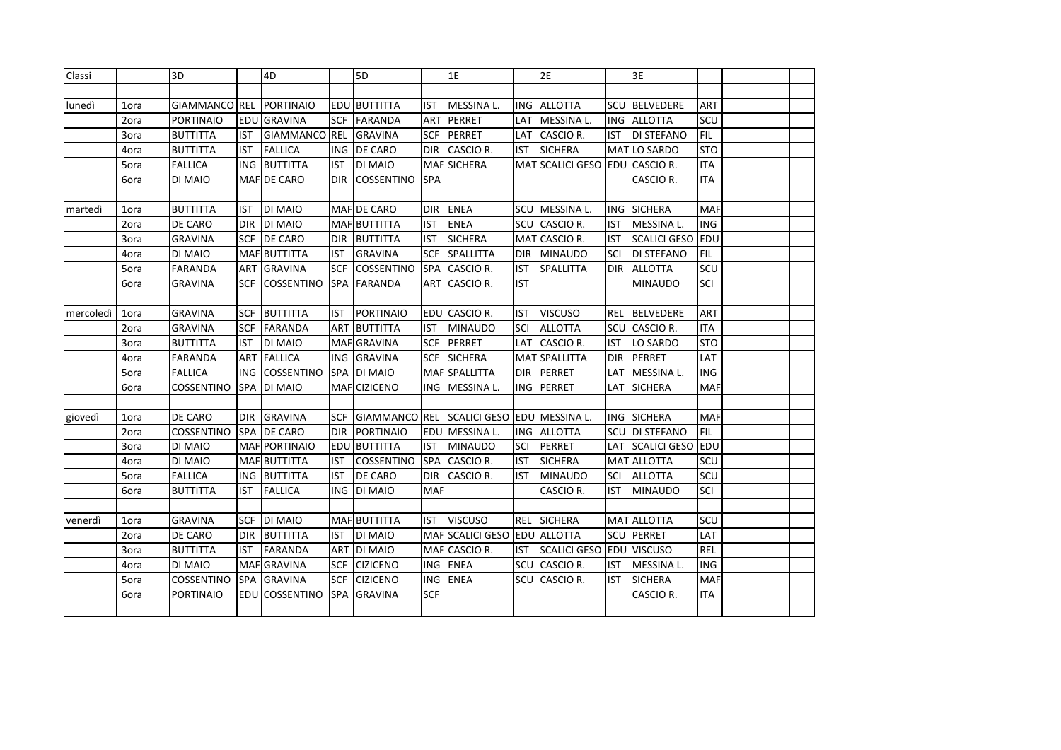| Classi | | 3D | | 4D | | 5D | | 1E | | 2E | | 3E | | | |
|---|---|---|---|---|---|---|---|---|---|---|---|---|---|---|---|
| | | | | | | | | | | | | | | | |
| lunedì | 1ora | GIAMMANCO | REL | PORTINAIO | EDU | BUTTITTA | IST | MESSINA L. | ING | ALLOTTA | SCU | BELVEDERE | ART | | |
| | 2ora | PORTINAIO | EDU | GRAVINA | SCF | FARANDA | ART | PERRET | LAT | MESSINA L. | ING | ALLOTTA | SCU | | |
| | 3ora | BUTTITTA | IST | GIAMMANCO | REL | GRAVINA | SCF | PERRET | LAT | CASCIO R. | IST | DI STEFANO | FIL | | |
| | 4ora | BUTTITTA | IST | FALLICA | ING | DE CARO | DIR | CASCIO R. | IST | SICHERA | MAT | LO SARDO | STO | | |
| | 5ora | FALLICA | ING | BUTTITTA | IST | DI MAIO | MAF | SICHERA | MAT | SCALICI GESO | EDU | CASCIO R. | ITA | | |
| | 6ora | DI MAIO | MAF | DE CARO | DIR | COSSENTINO | SPA | | | | | CASCIO R. | ITA | | |
| | | | | | | | | | | | | | | | |
| martedì | 1ora | BUTTITTA | IST | DI MAIO | MAF | DE CARO | DIR | ENEA | SCU | MESSINA L. | ING | SICHERA | MAF | | |
| | 2ora | DE CARO | DIR | DI MAIO | MAF | BUTTITTA | IST | ENEA | SCU | CASCIO R. | IST | MESSINA L. | ING | | |
| | 3ora | GRAVINA | SCF | DE CARO | DIR | BUTTITTA | IST | SICHERA | MAT | CASCIO R. | IST | SCALICI GESO | EDU | | |
| | 4ora | DI MAIO | MAF | BUTTITTA | IST | GRAVINA | SCF | SPALLITTA | DIR | MINAUDO | SCI | DI STEFANO | FIL | | |
| | 5ora | FARANDA | ART | GRAVINA | SCF | COSSENTINO | SPA | CASCIO R. | IST | SPALLITTA | DIR | ALLOTTA | SCU | | |
| | 6ora | GRAVINA | SCF | COSSENTINO | SPA | FARANDA | ART | CASCIO R. | IST | | | MINAUDO | SCI | | |
| | | | | | | | | | | | | | | | |
| mercoledì | 1ora | GRAVINA | SCF | BUTTITTA | IST | PORTINAIO | EDU | CASCIO R. | IST | VISCUSO | REL | BELVEDERE | ART | | |
| | 2ora | GRAVINA | SCF | FARANDA | ART | BUTTITTA | IST | MINAUDO | SCI | ALLOTTA | SCU | CASCIO R. | ITA | | |
| | 3ora | BUTTITTA | IST | DI MAIO | MAF | GRAVINA | SCF | PERRET | LAT | CASCIO R. | IST | LO SARDO | STO | | |
| | 4ora | FARANDA | ART | FALLICA | ING | GRAVINA | SCF | SICHERA | MAT | SPALLITTA | DIR | PERRET | LAT | | |
| | 5ora | FALLICA | ING | COSSENTINO | SPA | DI MAIO | MAF | SPALLITTA | DIR | PERRET | LAT | MESSINA L. | ING | | |
| | 6ora | COSSENTINO | SPA | DI MAIO | MAF | CIZICENO | ING | MESSINA L. | ING | PERRET | LAT | SICHERA | MAF | | |
| | | | | | | | | | | | | | | | |
| giovedì | 1ora | DE CARO | DIR | GRAVINA | SCF | GIAMMANCO | REL | SCALICI GESO | EDU | MESSINA L. | ING | SICHERA | MAF | | |
| | 2ora | COSSENTINO | SPA | DE CARO | DIR | PORTINAIO | EDU | MESSINA L. | ING | ALLOTTA | SCU | DI STEFANO | FIL | | |
| | 3ora | DI MAIO | MAF | PORTINAIO | EDU | BUTTITTA | IST | MINAUDO | SCI | PERRET | LAT | SCALICI GESO | EDU | | |
| | 4ora | DI MAIO | MAF | BUTTITTA | IST | COSSENTINO | SPA | CASCIO R. | IST | SICHERA | MAT | ALLOTTA | SCU | | |
| | 5ora | FALLICA | ING | BUTTITTA | IST | DE CARO | DIR | CASCIO R. | IST | MINAUDO | SCI | ALLOTTA | SCU | | |
| | 6ora | BUTTITTA | IST | FALLICA | ING | DI MAIO | MAF | | | CASCIO R. | IST | MINAUDO | SCI | | |
| | | | | | | | | | | | | | | | |
| venerdì | 1ora | GRAVINA | SCF | DI MAIO | MAF | BUTTITTA | IST | VISCUSO | REL | SICHERA | MAT | ALLOTTA | SCU | | |
| | 2ora | DE CARO | DIR | BUTTITTA | IST | DI MAIO | MAF | SCALICI GESO | EDU | ALLOTTA | SCU | PERRET | LAT | | |
| | 3ora | BUTTITTA | IST | FARANDA | ART | DI MAIO | MAF | CASCIO R. | IST | SCALICI GESO | EDU | VISCUSO | REL | | |
| | 4ora | DI MAIO | MAF | GRAVINA | SCF | CIZICENO | ING | ENEA | SCU | CASCIO R. | IST | MESSINA L. | ING | | |
| | 5ora | COSSENTINO | SPA | GRAVINA | SCF | CIZICENO | ING | ENEA | SCU | CASCIO R. | IST | SICHERA | MAF | | |
| | 6ora | PORTINAIO | EDU | COSSENTINO | SPA | GRAVINA | SCF | | | | | CASCIO R. | ITA | | |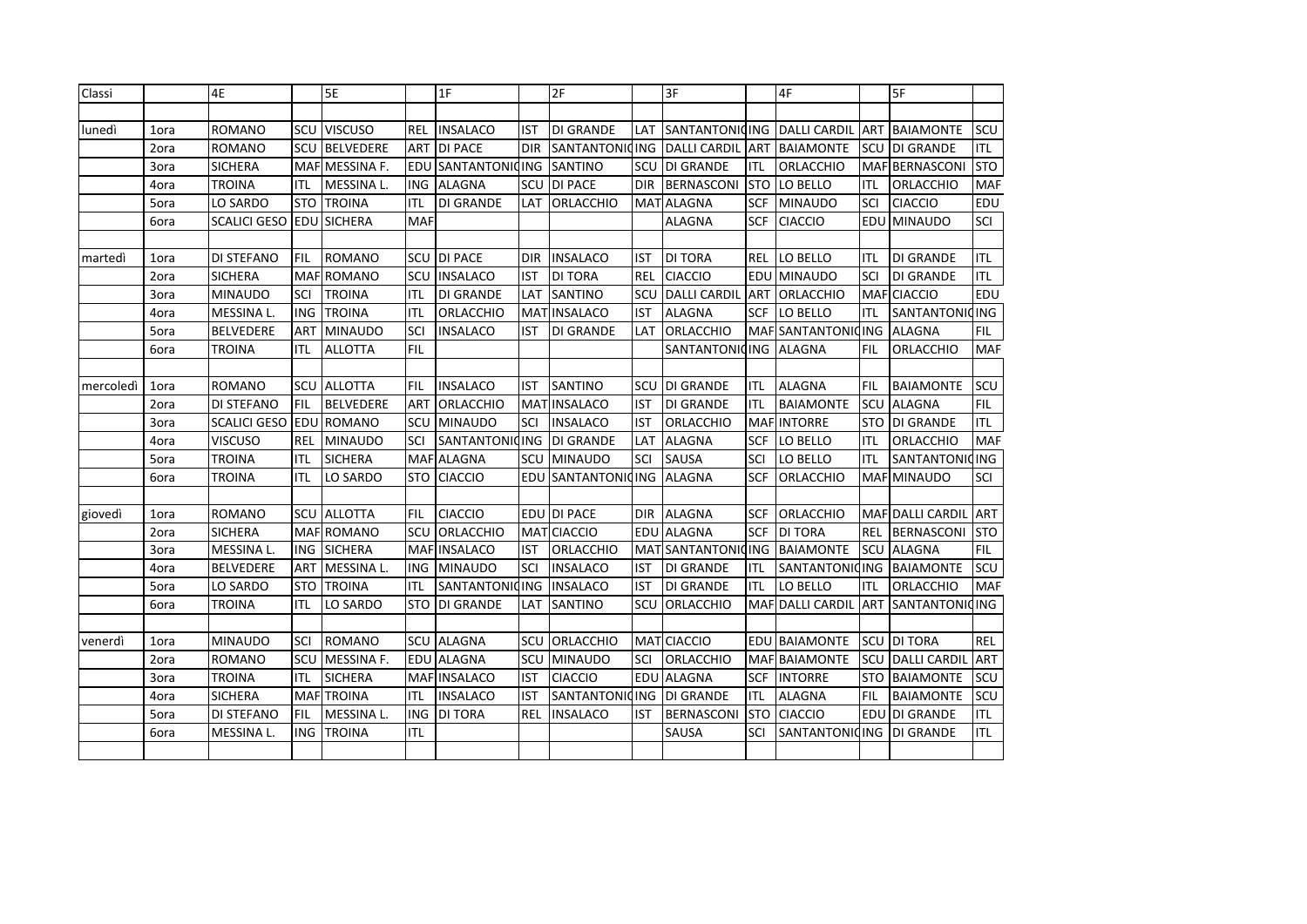| Classi | | 4E | | 5E | | 1F | | 2F | | 3F | | 4F | | 5F | |
|---|---|---|---|---|---|---|---|---|---|---|---|---|---|---|---|
| | | | | | | | | | | | | | | | |
| lunedì | 1ora | ROMANO | SCU | VISCUSO | REL | INSALACO | IST | DI GRANDE | LAT | SANTANTONIO | ING | DALLI CARDIL | ART | BAIAMONTE | SCU |
| | 2ora | ROMANO | SCU | BELVEDERE | ART | DI PACE | DIR | SANTANTONIO | ING | DALLI CARDIL | ART | BAIAMONTE | SCU | DI GRANDE | ITL |
| | 3ora | SICHERA | MAF | MESSINA F. | EDU | SANTANTONIO | ING | SANTINO | SCU | DI GRANDE | ITL | ORLACCHIO | MAF | BERNASCONI | STO |
| | 4ora | TROINA | ITL | MESSINA L. | ING | ALAGNA | SCU | DI PACE | DIR | BERNASCONI | STO | LO BELLO | ITL | ORLACCHIO | MAF |
| | 5ora | LO SARDO | STO | TROINA | ITL | DI GRANDE | LAT | ORLACCHIO | MAT | ALAGNA | SCF | MINAUDO | SCI | CIACCIO | EDU |
| | 6ora | SCALICI GESO | EDU | SICHERA | MAF | | | | | ALAGNA | SCF | CIACCIO | EDU | MINAUDO | SCI |
| | | | | | | | | | | | | | | | |
| martedì | 1ora | DI STEFANO | FIL | ROMANO | SCU | DI PACE | DIR | INSALACO | IST | DI TORA | REL | LO BELLO | ITL | DI GRANDE | ITL |
| | 2ora | SICHERA | MAF | ROMANO | SCU | INSALACO | IST | DI TORA | REL | CIACCIO | EDU | MINAUDO | SCI | DI GRANDE | ITL |
| | 3ora | MINAUDO | SCI | TROINA | ITL | DI GRANDE | LAT | SANTINO | SCU | DALLI CARDIL | ART | ORLACCHIO | MAF | CIACCIO | EDU |
| | 4ora | MESSINA L. | ING | TROINA | ITL | ORLACCHIO | MAT | INSALACO | IST | ALAGNA | SCF | LO BELLO | ITL | SANTANTONIO | ING |
| | 5ora | BELVEDERE | ART | MINAUDO | SCI | INSALACO | IST | DI GRANDE | LAT | ORLACCHIO | MAF | SANTANTONIO | ING | ALAGNA | FIL |
| | 6ora | TROINA | ITL | ALLOTTA | FIL | | | | | SANTANTONIO | ING | ALAGNA | FIL | ORLACCHIO | MAF |
| | | | | | | | | | | | | | | | |
| mercoledì | 1ora | ROMANO | SCU | ALLOTTA | FIL | INSALACO | IST | SANTINO | SCU | DI GRANDE | ITL | ALAGNA | FIL | BAIAMONTE | SCU |
| | 2ora | DI STEFANO | FIL | BELVEDERE | ART | ORLACCHIO | MAT | INSALACO | IST | DI GRANDE | ITL | BAIAMONTE | SCU | ALAGNA | FIL |
| | 3ora | SCALICI GESO | EDU | ROMANO | SCU | MINAUDO | SCI | INSALACO | IST | ORLACCHIO | MAF | INTORRE | STO | DI GRANDE | ITL |
| | 4ora | VISCUSO | REL | MINAUDO | SCI | SANTANTONIO | ING | DI GRANDE | LAT | ALAGNA | SCF | LO BELLO | ITL | ORLACCHIO | MAF |
| | 5ora | TROINA | ITL | SICHERA | MAF | ALAGNA | SCU | MINAUDO | SCI | SAUSA | SCI | LO BELLO | ITL | SANTANTONIO | ING |
| | 6ora | TROINA | ITL | LO SARDO | STO | CIACCIO | EDU | SANTANTONIO | ING | ALAGNA | SCF | ORLACCHIO | MAF | MINAUDO | SCI |
| | | | | | | | | | | | | | | | |
| giovedì | 1ora | ROMANO | SCU | ALLOTTA | FIL | CIACCIO | EDU | DI PACE | DIR | ALAGNA | SCF | ORLACCHIO | MAF | DALLI CARDIL | ART |
| | 2ora | SICHERA | MAF | ROMANO | SCU | ORLACCHIO | MAT | CIACCIO | EDU | ALAGNA | SCF | DI TORA | REL | BERNASCONI | STO |
| | 3ora | MESSINA L. | ING | SICHERA | MAF | INSALACO | IST | ORLACCHIO | MAT | SANTANTONIO | ING | BAIAMONTE | SCU | ALAGNA | FIL |
| | 4ora | BELVEDERE | ART | MESSINA L. | ING | MINAUDO | SCI | INSALACO | IST | DI GRANDE | ITL | SANTANTONIO | ING | BAIAMONTE | SCU |
| | 5ora | LO SARDO | STO | TROINA | ITL | SANTANTONIO | ING | INSALACO | IST | DI GRANDE | ITL | LO BELLO | ITL | ORLACCHIO | MAF |
| | 6ora | TROINA | ITL | LO SARDO | STO | DI GRANDE | LAT | SANTINO | SCU | ORLACCHIO | MAF | DALLI CARDIL | ART | SANTANTONIO | ING |
| | | | | | | | | | | | | | | | |
| venerdì | 1ora | MINAUDO | SCI | ROMANO | SCU | ALAGNA | SCU | ORLACCHIO | MAT | CIACCIO | EDU | BAIAMONTE | SCU | DI TORA | REL |
| | 2ora | ROMANO | SCU | MESSINA F. | EDU | ALAGNA | SCU | MINAUDO | SCI | ORLACCHIO | MAF | BAIAMONTE | SCU | DALLI CARDIL | ART |
| | 3ora | TROINA | ITL | SICHERA | MAF | INSALACO | IST | CIACCIO | EDU | ALAGNA | SCF | INTORRE | STO | BAIAMONTE | SCU |
| | 4ora | SICHERA | MAF | TROINA | ITL | INSALACO | IST | SANTANTONIO | ING | DI GRANDE | ITL | ALAGNA | FIL | BAIAMONTE | SCU |
| | 5ora | DI STEFANO | FIL | MESSINA L. | ING | DI TORA | REL | INSALACO | IST | BERNASCONI | STO | CIACCIO | EDU | DI GRANDE | ITL |
| | 6ora | MESSINA L. | ING | TROINA | ITL | | | | | SAUSA | SCI | SANTANTONIO | ING | DI GRANDE | ITL |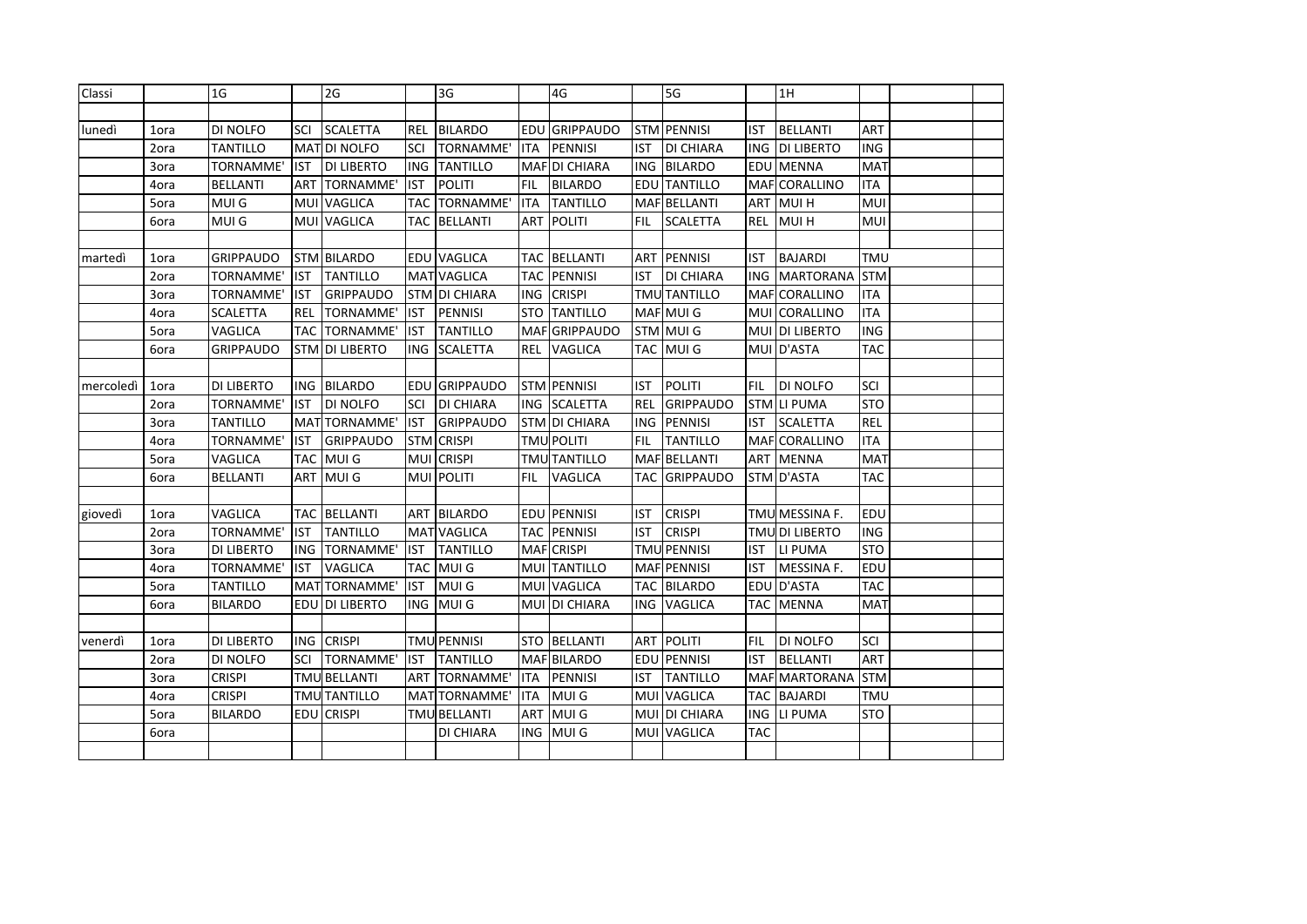| Classi | | 1G | | 2G | | 3G | | 4G | | 5G | | 1H | | | |
|---|---|---|---|---|---|---|---|---|---|---|---|---|---|---|---|
| | | | | | | | | | | | | | | | |
| lunedì | 1ora | DI NOLFO | SCI | SCALETTA | REL | BILARDO | EDU | GRIPPAUDO | STM | PENNISI | IST | BELLANTI | ART | | |
| | 2ora | TANTILLO | MAT | DI NOLFO | SCI | TORNAMME' | ITA | PENNISI | IST | DI CHIARA | ING | DI LIBERTO | ING | | |
| | 3ora | TORNAMME' | IST | DI LIBERTO | ING | TANTILLO | MAF | DI CHIARA | ING | BILARDO | EDU | MENNA | MAT | | |
| | 4ora | BELLANTI | ART | TORNAMME' | IST | POLITI | FIL | BILARDO | EDU | TANTILLO | MAF | CORALLINO | ITA | | |
| | 5ora | MUI G | MUI | VAGLICA | TAC | TORNAMME' | ITA | TANTILLO | MAF | BELLANTI | ART | MUI H | MUI | | |
| | 6ora | MUI G | MUI | VAGLICA | TAC | BELLANTI | ART | POLITI | FIL | SCALETTA | REL | MUI H | MUI | | |
| | | | | | | | | | | | | | | | |
| martedì | 1ora | GRIPPAUDO | STM | BILARDO | EDU | VAGLICA | TAC | BELLANTI | ART | PENNISI | IST | BAJARDI | TMU | | |
| | 2ora | TORNAMME' | IST | TANTILLO | MAT | VAGLICA | TAC | PENNISI | IST | DI CHIARA | ING | MARTORANA | STM | | |
| | 3ora | TORNAMME' | IST | GRIPPAUDO | STM | DI CHIARA | ING | CRISPI | TMU | TANTILLO | MAF | CORALLINO | ITA | | |
| | 4ora | SCALETTA | REL | TORNAMME' | IST | PENNISI | STO | TANTILLO | MAF | MUI G | MUI | CORALLINO | ITA | | |
| | 5ora | VAGLICA | TAC | TORNAMME' | IST | TANTILLO | MAF | GRIPPAUDO | STM | MUI G | MUI | DI LIBERTO | ING | | |
| | 6ora | GRIPPAUDO | STM | DI LIBERTO | ING | SCALETTA | REL | VAGLICA | TAC | MUI G | MUI | D'ASTA | TAC | | |
| | | | | | | | | | | | | | | | |
| mercoledì | 1ora | DI LIBERTO | ING | BILARDO | EDU | GRIPPAUDO | STM | PENNISI | IST | POLITI | FIL | DI NOLFO | SCI | | |
| | 2ora | TORNAMME' | IST | DI NOLFO | SCI | DI CHIARA | ING | SCALETTA | REL | GRIPPAUDO | STM | LI PUMA | STO | | |
| | 3ora | TANTILLO | MAT | TORNAMME' | IST | GRIPPAUDO | STM | DI CHIARA | ING | PENNISI | IST | SCALETTA | REL | | |
| | 4ora | TORNAMME' | IST | GRIPPAUDO | STM | CRISPI | TMU | POLITI | FIL | TANTILLO | MAF | CORALLINO | ITA | | |
| | 5ora | VAGLICA | TAC | MUI G | MUI | CRISPI | TMU | TANTILLO | MAF | BELLANTI | ART | MENNA | MAT | | |
| | 6ora | BELLANTI | ART | MUI G | MUI | POLITI | FIL | VAGLICA | TAC | GRIPPAUDO | STM | D'ASTA | TAC | | |
| | | | | | | | | | | | | | | | |
| giovedì | 1ora | VAGLICA | TAC | BELLANTI | ART | BILARDO | EDU | PENNISI | IST | CRISPI | TMU | MESSINA F. | EDU | | |
| | 2ora | TORNAMME' | IST | TANTILLO | MAT | VAGLICA | TAC | PENNISI | IST | CRISPI | TMU | DI LIBERTO | ING | | |
| | 3ora | DI LIBERTO | ING | TORNAMME' | IST | TANTILLO | MAF | CRISPI | TMU | PENNISI | IST | LI PUMA | STO | | |
| | 4ora | TORNAMME' | IST | VAGLICA | TAC | MUI G | MUI | TANTILLO | MAF | PENNISI | IST | MESSINA F. | EDU | | |
| | 5ora | TANTILLO | MAT | TORNAMME' | IST | MUI G | MUI | VAGLICA | TAC | BILARDO | EDU | D'ASTA | TAC | | |
| | 6ora | BILARDO | EDU | DI LIBERTO | ING | MUI G | MUI | DI CHIARA | ING | VAGLICA | TAC | MENNA | MAT | | |
| | | | | | | | | | | | | | | | |
| venerdì | 1ora | DI LIBERTO | ING | CRISPI | TMU | PENNISI | STO | BELLANTI | ART | POLITI | FIL | DI NOLFO | SCI | | |
| | 2ora | DI NOLFO | SCI | TORNAMME' | IST | TANTILLO | MAF | BILARDO | EDU | PENNISI | IST | BELLANTI | ART | | |
| | 3ora | CRISPI | TMU | BELLANTI | ART | TORNAMME' | ITA | PENNISI | IST | TANTILLO | MAF | MARTORANA | STM | | |
| | 4ora | CRISPI | TMU | TANTILLO | MAT | TORNAMME' | ITA | MUI G | MUI | VAGLICA | TAC | BAJARDI | TMU | | |
| | 5ora | BILARDO | EDU | CRISPI | TMU | BELLANTI | ART | MUI G | MUI | DI CHIARA | ING | LI PUMA | STO | | |
| | 6ora | | | | | DI CHIARA | ING | MUI G | MUI | VAGLICA | TAC | | | | |
| | | | | | | | | | | | | | | | |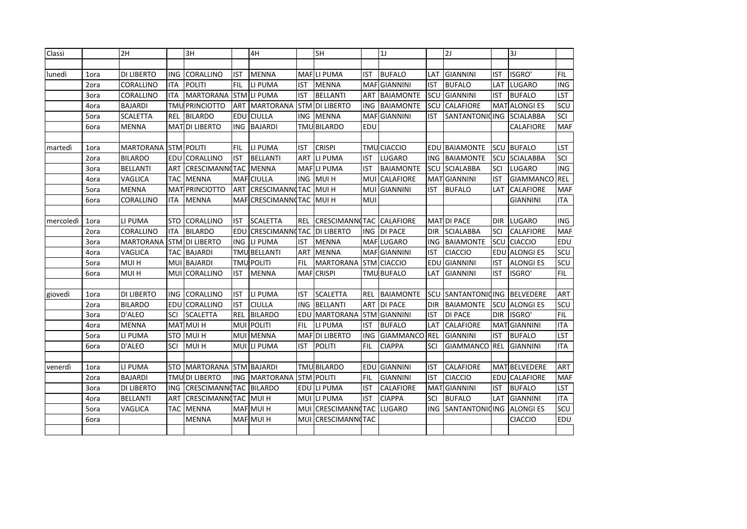| Classi | | 2H | | 3H | | 4H | | 5H | | 1J | | 2J | | 3J | |
|---|---|---|---|---|---|---|---|---|---|---|---|---|---|---|---|
| | | | | | | | | | | | | | | | |
| lunedì | 1ora | DI LIBERTO | ING | CORALLINO | IST | MENNA | MAF | LI PUMA | IST | BUFALO | LAT | GIANNINI | IST | ISGRO' | FIL |
| | 2ora | CORALLINO | ITA | POLITI | FIL | LI PUMA | IST | MENNA | MAF | GIANNINI | IST | BUFALO | LAT | LUGARO | ING |
| | 3ora | CORALLINO | ITA | MARTORANA | STM | LI PUMA | IST | BELLANTI | ART | BAIAMONTE | SCU | GIANNINI | IST | BUFALO | LST |
| | 4ora | BAJARDI | TMU | PRINCIOTTO | ART | MARTORANA | STM | DI LIBERTO | ING | BAIAMONTE | SCU | CALAFIORE | MAT | ALONGI ES | SCU |
| | 5ora | SCALETTA | REL | BILARDO | EDU | CIULLA | ING | MENNA | MAF | GIANNINI | IST | SANTANTONIO | ING | SCIALABBA | SCI |
| | 6ora | MENNA | MAT | DI LIBERTO | ING | BAJARDI | TMU | BILARDO | EDU | | | | | CALAFIORE | MAF |
| | | | | | | | | | | | | | | | |
| martedì | 1ora | MARTORANA | STM | POLITI | FIL | LI PUMA | IST | CRISPI | TMU | CIACCIO | EDU | BAIAMONTE | SCU | BUFALO | LST |
| | 2ora | BILARDO | EDU | CORALLINO | IST | BELLANTI | ART | LI PUMA | IST | LUGARO | ING | BAIAMONTE | SCU | SCIALABBA | SCI |
| | 3ora | BELLANTI | ART | CRESCIMANNO | TAC | MENNA | MAF | LI PUMA | IST | BAIAMONTE | SCU | SCIALABBA | SCI | LUGARO | ING |
| | 4ora | VAGLICA | TAC | MENNA | MAF | CIULLA | ING | MUI H | MUI | CALAFIORE | MAT | GIANNINI | IST | GIAMMANCO | REL |
| | 5ora | MENNA | MAT | PRINCIOTTO | ART | CRESCIMANNO | TAC | MUI H | MUI | GIANNINI | IST | BUFALO | LAT | CALAFIORE | MAF |
| | 6ora | CORALLINO | ITA | MENNA | MAF | CRESCIMANNO | TAC | MUI H | MUI | | | | | GIANNINI | ITA |
| | | | | | | | | | | | | | | | |
| mercoledì | 1ora | LI PUMA | STO | CORALLINO | IST | SCALETTA | REL | CRESCIMANNO | TAC | CALAFIORE | MAT | DI PACE | DIR | LUGARO | ING |
| | 2ora | CORALLINO | ITA | BILARDO | EDU | CRESCIMANNO | TAC | DI LIBERTO | ING | DI PACE | DIR | SCIALABBA | SCI | CALAFIORE | MAF |
| | 3ora | MARTORANA | STM | DI LIBERTO | ING | LI PUMA | IST | MENNA | MAF | LUGARO | ING | BAIAMONTE | SCU | CIACCIO | EDU |
| | 4ora | VAGLICA | TAC | BAJARDI | TMU | BELLANTI | ART | MENNA | MAF | GIANNINI | IST | CIACCIO | EDU | ALONGI ES | SCU |
| | 5ora | MUI H | MUI | BAJARDI | TMU | POLITI | FIL | MARTORANA | STM | CIACCIO | EDU | GIANNINI | IST | ALONGI ES | SCU |
| | 6ora | MUI H | MUI | CORALLINO | IST | MENNA | MAF | CRISPI | TMU | BUFALO | LAT | GIANNINI | IST | ISGRO' | FIL |
| | | | | | | | | | | | | | | | |
| giovedì | 1ora | DI LIBERTO | ING | CORALLINO | IST | LI PUMA | IST | SCALETTA | REL | BAIAMONTE | SCU | SANTANTONIO | ING | BELVEDERE | ART |
| | 2ora | BILARDO | EDU | CORALLINO | IST | CIULLA | ING | BELLANTI | ART | DI PACE | DIR | BAIAMONTE | SCU | ALONGI ES | SCU |
| | 3ora | D'ALEO | SCI | SCALETTA | REL | BILARDO | EDU | MARTORANA | STM | GIANNINI | IST | DI PACE | DIR | ISGRO' | FIL |
| | 4ora | MENNA | MAT | MUI H | MUI | POLITI | FIL | LI PUMA | IST | BUFALO | LAT | CALAFIORE | MAT | GIANNINI | ITA |
| | 5ora | LI PUMA | STO | MUI H | MUI | MENNA | MAF | DI LIBERTO | ING | GIAMMANCO | REL | GIANNINI | IST | BUFALO | LST |
| | 6ora | D'ALEO | SCI | MUI H | MUI | LI PUMA | IST | POLITI | FIL | CIAPPA | SCI | GIAMMANCO | REL | GIANNINI | ITA |
| | | | | | | | | | | | | | | | |
| venerdì | 1ora | LI PUMA | STO | MARTORANA | STM | BAJARDI | TMU | BILARDO | EDU | GIANNINI | IST | CALAFIORE | MAT | BELVEDERE | ART |
| | 2ora | BAJARDI | TMU | DI LIBERTO | ING | MARTORANA | STM | POLITI | FIL | GIANNINI | IST | CIACCIO | EDU | CALAFIORE | MAF |
| | 3ora | DI LIBERTO | ING | CRESCIMANNO | TAC | BILARDO | EDU | LI PUMA | IST | CALAFIORE | MAT | GIANNINI | IST | BUFALO | LST |
| | 4ora | BELLANTI | ART | CRESCIMANNO | TAC | MUI H | MUI | LI PUMA | IST | CIAPPA | SCI | BUFALO | LAT | GIANNINI | ITA |
| | 5ora | VAGLICA | TAC | MENNA | MAF | MUI H | MUI | CRESCIMANNO | TAC | LUGARO | ING | SANTANTONIO | ING | ALONGI ES | SCU |
| | 6ora | | | MENNA | MAF | MUI H | MUI | CRESCIMANNO | TAC | | | | | CIACCIO | EDU |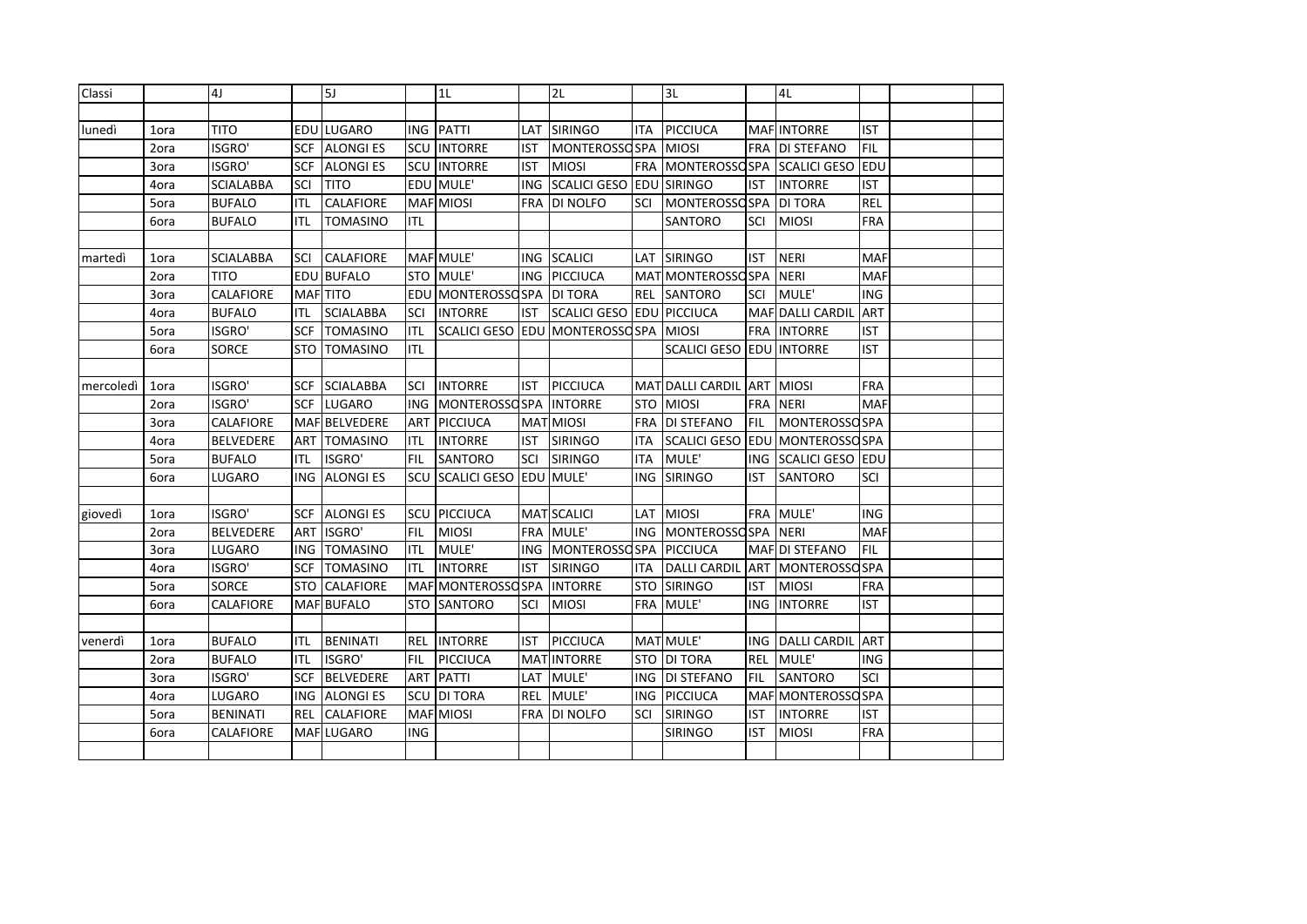| Classi | | 4J | | 5J | | 1L | | 2L | | 3L | | 4L | | | |
|---|---|---|---|---|---|---|---|---|---|---|---|---|---|---|---|
| | | | | | | | | | | | | | | | |
| lunedì | 1ora | TITO | EDU | LUGARO | ING | PATTI | LAT | SIRINGO | ITA | PICCIUCA | MAF | INTORRE | IST | | |
| | 2ora | ISGRO' | SCF | ALONGI ES | SCU | INTORRE | IST | MONTEROSSO | SPA | MIOSI | FRA | DI STEFANO | FIL | | |
| | 3ora | ISGRO' | SCF | ALONGI ES | SCU | INTORRE | IST | MIOSI | FRA | MONTEROSSO | SPA | SCALICI GESO | EDU | | |
| | 4ora | SCIALABBA | SCI | TITO | EDU | MULE' | ING | SCALICI GESO | EDU | SIRINGO | IST | INTORRE | IST | | |
| | 5ora | BUFALO | ITL | CALAFIORE | MAF | MIOSI | FRA | DI NOLFO | SCI | MONTEROSSO | SPA | DI TORA | REL | | |
| | 6ora | BUFALO | ITL | TOMASINO | ITL | | | | | SANTORO | SCI | MIOSI | FRA | | |
| | | | | | | | | | | | | | | | |
| martedì | 1ora | SCIALABBA | SCI | CALAFIORE | MAF | MULE' | ING | SCALICI | LAT | SIRINGO | IST | NERI | MAF | | |
| | 2ora | TITO | EDU | BUFALO | STO | MULE' | ING | PICCIUCA | MAT | MONTEROSSO | SPA | NERI | MAF | | |
| | 3ora | CALAFIORE | MAF | TITO | EDU | MONTEROSSO | SPA | DI TORA | REL | SANTORO | SCI | MULE' | ING | | |
| | 4ora | BUFALO | ITL | SCIALABBA | SCI | INTORRE | IST | SCALICI GESO | EDU | PICCIUCA | MAF | DALLI CARDIL | ART | | |
| | 5ora | ISGRO' | SCF | TOMASINO | ITL | SCALICI GESO | EDU | MONTEROSSO | SPA | MIOSI | FRA | INTORRE | IST | | |
| | 6ora | SORCE | STO | TOMASINO | ITL | | | | | SCALICI GESO | EDU | INTORRE | IST | | |
| | | | | | | | | | | | | | | | |
| mercoledì | 1ora | ISGRO' | SCF | SCIALABBA | SCI | INTORRE | IST | PICCIUCA | MAT | DALLI CARDIL | ART | MIOSI | FRA | | |
| | 2ora | ISGRO' | SCF | LUGARO | ING | MONTEROSSO | SPA | INTORRE | STO | MIOSI | FRA | NERI | MAF | | |
| | 3ora | CALAFIORE | MAF | BELVEDERE | ART | PICCIUCA | MAT | MIOSI | FRA | DI STEFANO | FIL | MONTEROSSO | SPA | | |
| | 4ora | BELVEDERE | ART | TOMASINO | ITL | INTORRE | IST | SIRINGO | ITA | SCALICI GESO | EDU | MONTEROSSO | SPA | | |
| | 5ora | BUFALO | ITL | ISGRO' | FIL | SANTORO | SCI | SIRINGO | ITA | MULE' | ING | SCALICI GESO | EDU | | |
| | 6ora | LUGARO | ING | ALONGI ES | SCU | SCALICI GESO | EDU | MULE' | ING | SIRINGO | IST | SANTORO | SCI | | |
| | | | | | | | | | | | | | | | |
| giovedì | 1ora | ISGRO' | SCF | ALONGI ES | SCU | PICCIUCA | MAT | SCALICI | LAT | MIOSI | FRA | MULE' | ING | | |
| | 2ora | BELVEDERE | ART | ISGRO' | FIL | MIOSI | FRA | MULE' | ING | MONTEROSSO | SPA | NERI | MAF | | |
| | 3ora | LUGARO | ING | TOMASINO | ITL | MULE' | ING | MONTEROSSO | SPA | PICCIUCA | MAF | DI STEFANO | FIL | | |
| | 4ora | ISGRO' | SCF | TOMASINO | ITL | INTORRE | IST | SIRINGO | ITA | DALLI CARDIL | ART | MONTEROSSO | SPA | | |
| | 5ora | SORCE | STO | CALAFIORE | MAF | MONTEROSSO | SPA | INTORRE | STO | SIRINGO | IST | MIOSI | FRA | | |
| | 6ora | CALAFIORE | MAF | BUFALO | STO | SANTORO | SCI | MIOSI | FRA | MULE' | ING | INTORRE | IST | | |
| | | | | | | | | | | | | | | | |
| venerdì | 1ora | BUFALO | ITL | BENINATI | REL | INTORRE | IST | PICCIUCA | MAT | MULE' | ING | DALLI CARDIL | ART | | |
| | 2ora | BUFALO | ITL | ISGRO' | FIL | PICCIUCA | MAT | INTORRE | STO | DI TORA | REL | MULE' | ING | | |
| | 3ora | ISGRO' | SCF | BELVEDERE | ART | PATTI | LAT | MULE' | ING | DI STEFANO | FIL | SANTORO | SCI | | |
| | 4ora | LUGARO | ING | ALONGI ES | SCU | DI TORA | REL | MULE' | ING | PICCIUCA | MAF | MONTEROSSO | SPA | | |
| | 5ora | BENINATI | REL | CALAFIORE | MAF | MIOSI | FRA | DI NOLFO | SCI | SIRINGO | IST | INTORRE | IST | | |
| | 6ora | CALAFIORE | MAF | LUGARO | ING | | | | | SIRINGO | IST | MIOSI | FRA | | |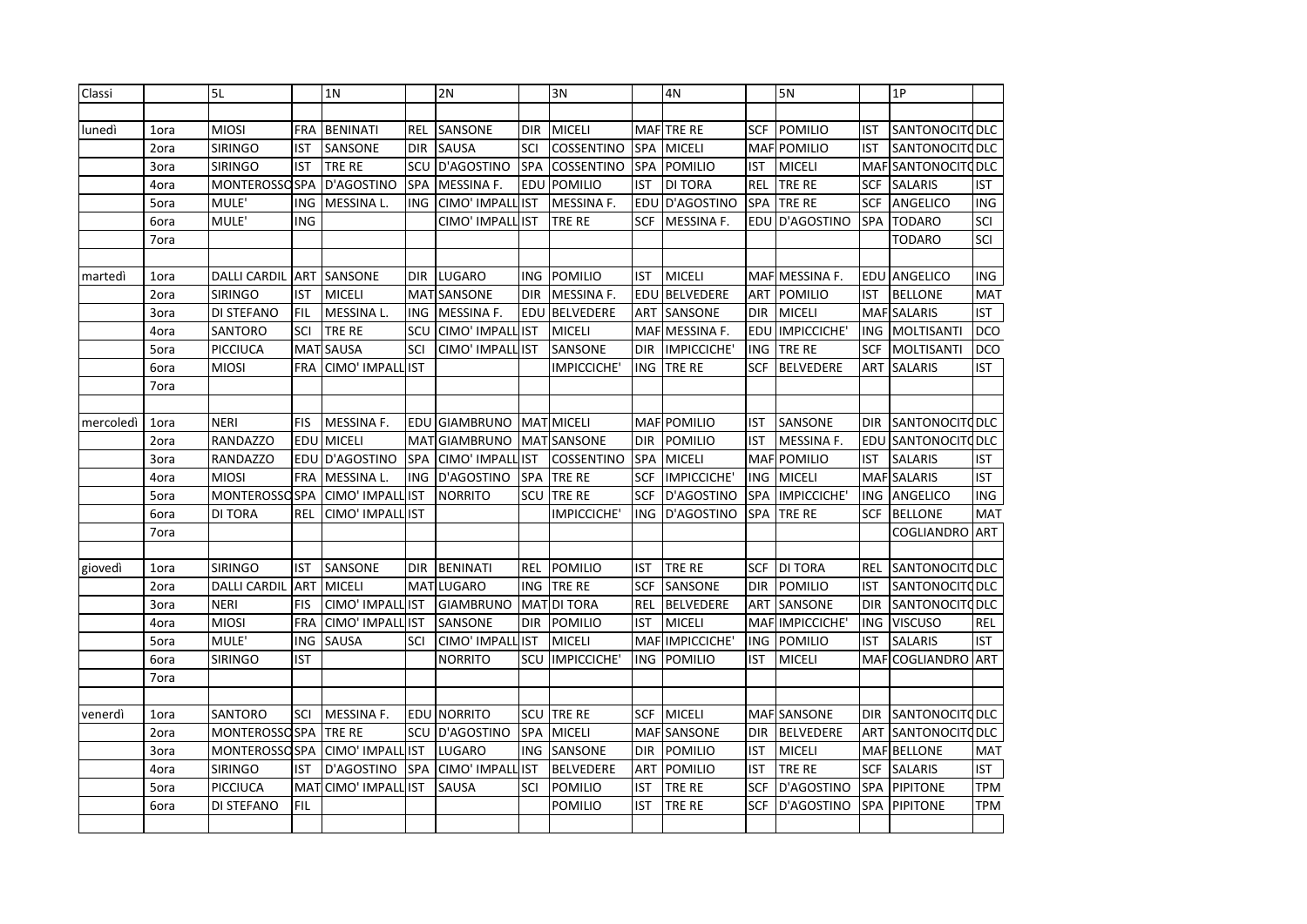| Classi | | 5L | | 1N | | 2N | | 3N | | 4N | | 5N | | 1P | |
|---|---|---|---|---|---|---|---|---|---|---|---|---|---|---|---|
| | | | | | | | | | | | | | | | |
| lunedì | 1ora | MIOSI | FRA | BENINATI | REL | SANSONE | DIR | MICELI | MAF | TRE RE | SCF | POMILIO | IST | SANTONOCITO | DLC |
| | 2ora | SIRINGO | IST | SANSONE | DIR | SAUSA | SCI | COSSENTINO | SPA | MICELI | MAF | POMILIO | IST | SANTONOCITO | DLC |
| | 3ora | SIRINGO | IST | TRE RE | SCU | D'AGOSTINO | SPA | COSSENTINO | SPA | POMILIO | IST | MICELI | MAF | SANTONOCITO | DLC |
| | 4ora | MONTEROSSO | SPA | D'AGOSTINO | SPA | MESSINA F. | EDU | POMILIO | IST | DI TORA | REL | TRE RE | SCF | SALARIS | IST |
| | 5ora | MULE' | ING | MESSINA L. | ING | CIMO' IMPALL | IST | MESSINA F. | EDU | D'AGOSTINO | SPA | TRE RE | SCF | ANGELICO | ING |
| | 6ora | MULE' | ING | | | CIMO' IMPALL | IST | TRE RE | SCF | MESSINA F. | EDU | D'AGOSTINO | SPA | TODARO | SCI |
| | 7ora | | | | | | | | | | | | | TODARO | SCI |
| | | | | | | | | | | | | | | | |
| martedì | 1ora | DALLI CARDIL | ART | SANSONE | DIR | LUGARO | ING | POMILIO | IST | MICELI | MAF | MESSINA F. | EDU | ANGELICO | ING |
| | 2ora | SIRINGO | IST | MICELI | MAT | SANSONE | DIR | MESSINA F. | EDU | BELVEDERE | ART | POMILIO | IST | BELLONE | MAT |
| | 3ora | DI STEFANO | FIL | MESSINA L. | ING | MESSINA F. | EDU | BELVEDERE | ART | SANSONE | DIR | MICELI | MAF | SALARIS | IST |
| | 4ora | SANTORO | SCI | TRE RE | SCU | CIMO' IMPALL | IST | MICELI | MAF | MESSINA F. | EDU | IMPICCICHE' | ING | MOLTISANTI | DCO |
| | 5ora | PICCIUCA | MAT | SAUSA | SCI | CIMO' IMPALL | IST | SANSONE | DIR | IMPICCICHE' | ING | TRE RE | SCF | MOLTISANTI | DCO |
| | 6ora | MIOSI | FRA | CIMO' IMPALL | IST | | | IMPICCICHE' | ING | TRE RE | SCF | BELVEDERE | ART | SALARIS | IST |
| | 7ora | | | | | | | | | | | | | | |
| | | | | | | | | | | | | | | | |
| mercoledì | 1ora | NERI | FIS | MESSINA F. | EDU | GIAMBRUNO | MAT | MICELI | MAF | POMILIO | IST | SANSONE | DIR | SANTONOCITO | DLC |
| | 2ora | RANDAZZO | EDU | MICELI | MAT | GIAMBRUNO | MAT | SANSONE | DIR | POMILIO | IST | MESSINA F. | EDU | SANTONOCITO | DLC |
| | 3ora | RANDAZZO | EDU | D'AGOSTINO | SPA | CIMO' IMPALL | IST | COSSENTINO | SPA | MICELI | MAF | POMILIO | IST | SALARIS | IST |
| | 4ora | MIOSI | FRA | MESSINA L. | ING | D'AGOSTINO | SPA | TRE RE | SCF | IMPICCICHE' | ING | MICELI | MAF | SALARIS | IST |
| | 5ora | MONTEROSSO | SPA | CIMO' IMPALL | IST | NORRITO | SCU | TRE RE | SCF | D'AGOSTINO | SPA | IMPICCICHE' | ING | ANGELICO | ING |
| | 6ora | DI TORA | REL | CIMO' IMPALL | IST | | | IMPICCICHE' | ING | D'AGOSTINO | SPA | TRE RE | SCF | BELLONE | MAT |
| | 7ora | | | | | | | | | | | | | COGLIANDRO | ART |
| | | | | | | | | | | | | | | | |
| giovedì | 1ora | SIRINGO | IST | SANSONE | DIR | BENINATI | REL | POMILIO | IST | TRE RE | SCF | DI TORA | REL | SANTONOCITO | DLC |
| | 2ora | DALLI CARDIL | ART | MICELI | MAT | LUGARO | ING | TRE RE | SCF | SANSONE | DIR | POMILIO | IST | SANTONOCITO | DLC |
| | 3ora | NERI | FIS | CIMO' IMPALL | IST | GIAMBRUNO | MAT | DI TORA | REL | BELVEDERE | ART | SANSONE | DIR | SANTONOCITO | DLC |
| | 4ora | MIOSI | FRA | CIMO' IMPALL | IST | SANSONE | DIR | POMILIO | IST | MICELI | MAF | IMPICCICHE' | ING | VISCUSO | REL |
| | 5ora | MULE' | ING | SAUSA | SCI | CIMO' IMPALL | IST | MICELI | MAF | IMPICCICHE' | ING | POMILIO | IST | SALARIS | IST |
| | 6ora | SIRINGO | IST | | | NORRITO | SCU | IMPICCICHE' | ING | POMILIO | IST | MICELI | MAF | COGLIANDRO | ART |
| | 7ora | | | | | | | | | | | | | | |
| | | | | | | | | | | | | | | | |
| venerdì | 1ora | SANTORO | SCI | MESSINA F. | EDU | NORRITO | SCU | TRE RE | SCF | MICELI | MAF | SANSONE | DIR | SANTONOCITO | DLC |
| | 2ora | MONTEROSSO | SPA | TRE RE | SCU | D'AGOSTINO | SPA | MICELI | MAF | SANSONE | DIR | BELVEDERE | ART | SANTONOCITO | DLC |
| | 3ora | MONTEROSSO | SPA | CIMO' IMPALL | IST | LUGARO | ING | SANSONE | DIR | POMILIO | IST | MICELI | MAF | BELLONE | MAT |
| | 4ora | SIRINGO | IST | D'AGOSTINO | SPA | CIMO' IMPALL | IST | BELVEDERE | ART | POMILIO | IST | TRE RE | SCF | SALARIS | IST |
| | 5ora | PICCIUCA | MAT | CIMO' IMPALL | IST | SAUSA | SCI | POMILIO | IST | TRE RE | SCF | D'AGOSTINO | SPA | PIPITONE | TPM |
| | 6ora | DI STEFANO | FIL | | | | | POMILIO | IST | TRE RE | SCF | D'AGOSTINO | SPA | PIPITONE | TPM |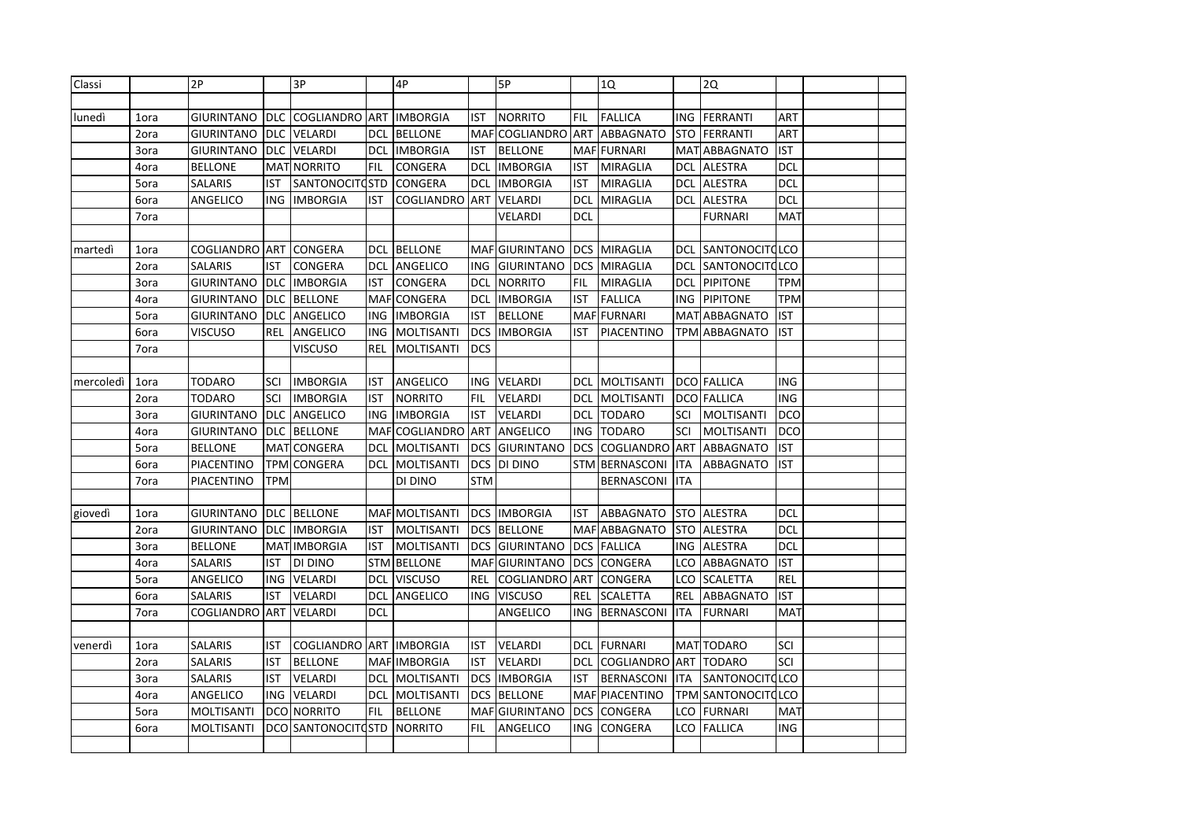| Classi | | 2P | | 3P | | 4P | | 5P | | 1Q | | 2Q | | | |
|---|---|---|---|---|---|---|---|---|---|---|---|---|---|---|---|
| | | | | | | | | | | | | | | | |
| lunedì | 1ora | GIURINTANO | DLC | COGLIANDRO | ART | IMBORGIA | IST | NORRITO | FIL | FALLICA | ING | FERRANTI | ART | | |
| | 2ora | GIURINTANO | DLC | VELARDI | DCL | BELLONE | MAF | COGLIANDRO | ART | ABBAGNATO | STO | FERRANTI | ART | | |
| | 3ora | GIURINTANO | DLC | VELARDI | DCL | IMBORGIA | IST | BELLONE | MAF | FURNARI | MAT | ABBAGNATO | IST | | |
| | 4ora | BELLONE | MAT | NORRITO | FIL | CONGERA | DCL | IMBORGIA | IST | MIRAGLIA | DCL | ALESTRA | DCL | | |
| | 5ora | SALARIS | IST | SANTONOCITO | STD | CONGERA | DCL | IMBORGIA | IST | MIRAGLIA | DCL | ALESTRA | DCL | | |
| | 6ora | ANGELICO | ING | IMBORGIA | IST | COGLIANDRO | ART | VELARDI | DCL | MIRAGLIA | DCL | ALESTRA | DCL | | |
| | 7ora | | | | | | | VELARDI | DCL | | | FURNARI | MAT | | |
| | | | | | | | | | | | | | | | |
| martedì | 1ora | COGLIANDRO | ART | CONGERA | DCL | BELLONE | MAF | GIURINTANO | DCS | MIRAGLIA | DCL | SANTONOCITO | LCO | | |
| | 2ora | SALARIS | IST | CONGERA | DCL | ANGELICO | ING | GIURINTANO | DCS | MIRAGLIA | DCL | SANTONOCITO | LCO | | |
| | 3ora | GIURINTANO | DLC | IMBORGIA | IST | CONGERA | DCL | NORRITO | FIL | MIRAGLIA | DCL | PIPITONE | TPM | | |
| | 4ora | GIURINTANO | DLC | BELLONE | MAF | CONGERA | DCL | IMBORGIA | IST | FALLICA | ING | PIPITONE | TPM | | |
| | 5ora | GIURINTANO | DLC | ANGELICO | ING | IMBORGIA | IST | BELLONE | MAF | FURNARI | MAT | ABBAGNATO | IST | | |
| | 6ora | VISCUSO | REL | ANGELICO | ING | MOLTISANTI | DCS | IMBORGIA | IST | PIACENTINO | TPM | ABBAGNATO | IST | | |
| | 7ora | | | VISCUSO | REL | MOLTISANTI | DCS | | | | | | | | |
| | | | | | | | | | | | | | | | |
| mercoledì | 1ora | TODARO | SCI | IMBORGIA | IST | ANGELICO | ING | VELARDI | DCL | MOLTISANTI | DCO | FALLICA | ING | | |
| | 2ora | TODARO | SCI | IMBORGIA | IST | NORRITO | FIL | VELARDI | DCL | MOLTISANTI | DCO | FALLICA | ING | | |
| | 3ora | GIURINTANO | DLC | ANGELICO | ING | IMBORGIA | IST | VELARDI | DCL | TODARO | SCI | MOLTISANTI | DCO | | |
| | 4ora | GIURINTANO | DLC | BELLONE | MAF | COGLIANDRO | ART | ANGELICO | ING | TODARO | SCI | MOLTISANTI | DCO | | |
| | 5ora | BELLONE | MAT | CONGERA | DCL | MOLTISANTI | DCS | GIURINTANO | DCS | COGLIANDRO | ART | ABBAGNATO | IST | | |
| | 6ora | PIACENTINO | TPM | CONGERA | DCL | MOLTISANTI | DCS | DI DINO | STM | BERNASCONI | ITA | ABBAGNATO | IST | | |
| | 7ora | PIACENTINO | TPM | | | DI DINO | STM | | | BERNASCONI | ITA | | | | |
| | | | | | | | | | | | | | | | |
| giovedì | 1ora | GIURINTANO | DLC | BELLONE | MAF | MOLTISANTI | DCS | IMBORGIA | IST | ABBAGNATO | STO | ALESTRA | DCL | | |
| | 2ora | GIURINTANO | DLC | IMBORGIA | IST | MOLTISANTI | DCS | BELLONE | MAF | ABBAGNATO | STO | ALESTRA | DCL | | |
| | 3ora | BELLONE | MAT | IMBORGIA | IST | MOLTISANTI | DCS | GIURINTANO | DCS | FALLICA | ING | ALESTRA | DCL | | |
| | 4ora | SALARIS | IST | DI DINO | STM | BELLONE | MAF | GIURINTANO | DCS | CONGERA | LCO | ABBAGNATO | IST | | |
| | 5ora | ANGELICO | ING | VELARDI | DCL | VISCUSO | REL | COGLIANDRO | ART | CONGERA | LCO | SCALETTA | REL | | |
| | 6ora | SALARIS | IST | VELARDI | DCL | ANGELICO | ING | VISCUSO | REL | SCALETTA | REL | ABBAGNATO | IST | | |
| | 7ora | COGLIANDRO | ART | VELARDI | DCL | | | ANGELICO | ING | BERNASCONI | ITA | FURNARI | MAT | | |
| | | | | | | | | | | | | | | | |
| venerdì | 1ora | SALARIS | IST | COGLIANDRO | ART | IMBORGIA | IST | VELARDI | DCL | FURNARI | MAT | TODARO | SCI | | |
| | 2ora | SALARIS | IST | BELLONE | MAF | IMBORGIA | IST | VELARDI | DCL | COGLIANDRO | ART | TODARO | SCI | | |
| | 3ora | SALARIS | IST | VELARDI | DCL | MOLTISANTI | DCS | IMBORGIA | IST | BERNASCONI | ITA | SANTONOCITO | LCO | | |
| | 4ora | ANGELICO | ING | VELARDI | DCL | MOLTISANTI | DCS | BELLONE | MAF | PIACENTINO | TPM | SANTONOCITO | LCO | | |
| | 5ora | MOLTISANTI | DCO | NORRITO | FIL | BELLONE | MAF | GIURINTANO | DCS | CONGERA | LCO | FURNARI | MAT | | |
| | 6ora | MOLTISANTI | DCO | SANTONOCITO | STD | NORRITO | FIL | ANGELICO | ING | CONGERA | LCO | FALLICA | ING | | |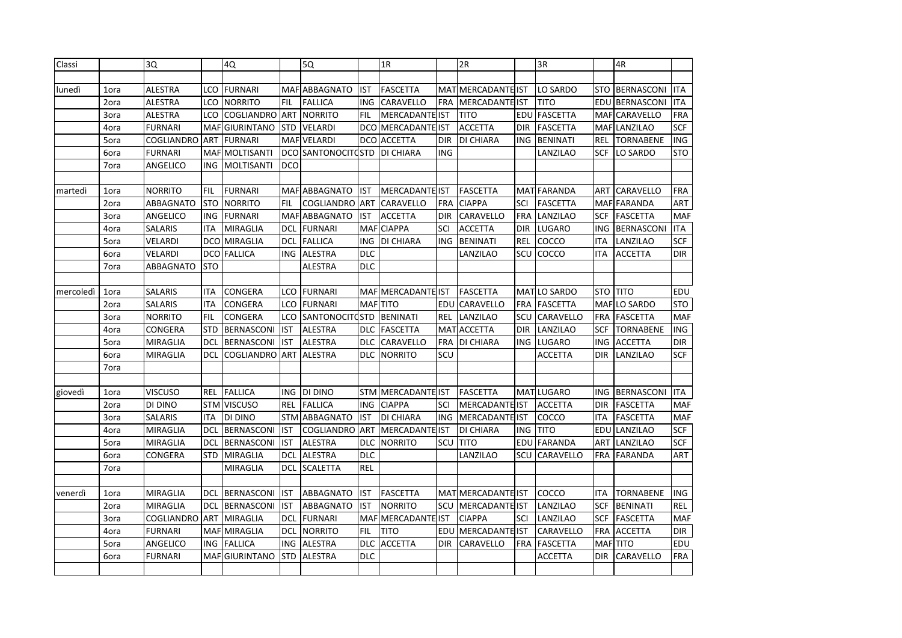| Classi | | 3Q | | 4Q | | 5Q | | 1R | | 2R | | 3R | | 4R | |
|---|---|---|---|---|---|---|---|---|---|---|---|---|---|---|---|
| | | | | | | | | | | | | | | | |
| lunedì | 1ora | ALESTRA | LCO | FURNARI | MAF | ABBAGNATO | IST | FASCETTA | MAT | MERCADANTE | IST | LO SARDO | STO | BERNASCONI | ITA |
| | 2ora | ALESTRA | LCO | NORRITO | FIL | FALLICA | ING | CARAVELLO | FRA | MERCADANTE | IST | TITO | EDU | BERNASCONI | ITA |
| | 3ora | ALESTRA | LCO | COGLIANDRO | ART | NORRITO | FIL | MERCADANTE | IST | TITO | EDU | FASCETTA | MAF | CARAVELLO | FRA |
| | 4ora | FURNARI | MAF | GIURINTANO | STD | VELARDI | DCO | MERCADANTE | IST | ACCETTA | DIR | FASCETTA | MAF | LANZILAO | SCF |
| | 5ora | COGLIANDRO | ART | FURNARI | MAF | VELARDI | DCO | ACCETTA | DIR | DI CHIARA | ING | BENINATI | REL | TORNABENE | ING |
| | 6ora | FURNARI | MAF | MOLTISANTI | DCO | SANTONOCITO | STD | DI CHIARA | ING | | | LANZILAO | SCF | LO SARDO | STO |
| | 7ora | ANGELICO | ING | MOLTISANTI | DCO | | | | | | | | | | |
| | | | | | | | | | | | | | | | |
| martedì | 1ora | NORRITO | FIL | FURNARI | MAF | ABBAGNATO | IST | MERCADANTE | IST | FASCETTA | MAT | FARANDA | ART | CARAVELLO | FRA |
| | 2ora | ABBAGNATO | STO | NORRITO | FIL | COGLIANDRO | ART | CARAVELLO | FRA | CIAPPA | SCI | FASCETTA | MAF | FARANDA | ART |
| | 3ora | ANGELICO | ING | FURNARI | MAF | ABBAGNATO | IST | ACCETTA | DIR | CARAVELLO | FRA | LANZILAO | SCF | FASCETTA | MAF |
| | 4ora | SALARIS | ITA | MIRAGLIA | DCL | FURNARI | MAF | CIAPPA | SCI | ACCETTA | DIR | LUGARO | ING | BERNASCONI | ITA |
| | 5ora | VELARDI | DCO | MIRAGLIA | DCL | FALLICA | ING | DI CHIARA | ING | BENINATI | REL | COCCO | ITA | LANZILAO | SCF |
| | 6ora | VELARDI | DCO | FALLICA | ING | ALESTRA | DLC | | | LANZILAO | SCU | COCCO | ITA | ACCETTA | DIR |
| | 7ora | ABBAGNATO | STO | | | ALESTRA | DLC | | | | | | | | |
| | | | | | | | | | | | | | | | |
| mercoledì | 1ora | SALARIS | ITA | CONGERA | LCO | FURNARI | MAF | MERCADANTE | IST | FASCETTA | MAT | LO SARDO | STO | TITO | EDU |
| | 2ora | SALARIS | ITA | CONGERA | LCO | FURNARI | MAF | TITO | EDU | CARAVELLO | FRA | FASCETTA | MAF | LO SARDO | STO |
| | 3ora | NORRITO | FIL | CONGERA | LCO | SANTONOCITO | STD | BENINATI | REL | LANZILAO | SCU | CARAVELLO | FRA | FASCETTA | MAF |
| | 4ora | CONGERA | STD | BERNASCONI | IST | ALESTRA | DLC | FASCETTA | MAT | ACCETTA | DIR | LANZILAO | SCF | TORNABENE | ING |
| | 5ora | MIRAGLIA | DCL | BERNASCONI | IST | ALESTRA | DLC | CARAVELLO | FRA | DI CHIARA | ING | LUGARO | ING | ACCETTA | DIR |
| | 6ora | MIRAGLIA | DCL | COGLIANDRO | ART | ALESTRA | DLC | NORRITO | SCU | | | ACCETTA | DIR | LANZILAO | SCF |
| | 7ora | | | | | | | | | | | | | | |
| | | | | | | | | | | | | | | | |
| giovedì | 1ora | VISCUSO | REL | FALLICA | ING | DI DINO | STM | MERCADANTE | IST | FASCETTA | MAT | LUGARO | ING | BERNASCONI | ITA |
| | 2ora | DI DINO | STM | VISCUSO | REL | FALLICA | ING | CIAPPA | SCI | MERCADANTE | IST | ACCETTA | DIR | FASCETTA | MAF |
| | 3ora | SALARIS | ITA | DI DINO | STM | ABBAGNATO | IST | DI CHIARA | ING | MERCADANTE | IST | COCCO | ITA | FASCETTA | MAF |
| | 4ora | MIRAGLIA | DCL | BERNASCONI | IST | COGLIANDRO | ART | MERCADANTE | IST | DI CHIARA | ING | TITO | EDU | LANZILAO | SCF |
| | 5ora | MIRAGLIA | DCL | BERNASCONI | IST | ALESTRA | DLC | NORRITO | SCU | TITO | EDU | FARANDA | ART | LANZILAO | SCF |
| | 6ora | CONGERA | STD | MIRAGLIA | DCL | ALESTRA | DLC | | | LANZILAO | SCU | CARAVELLO | FRA | FARANDA | ART |
| | 7ora | | | MIRAGLIA | DCL | SCALETTA | REL | | | | | | | | |
| | | | | | | | | | | | | | | | |
| venerdì | 1ora | MIRAGLIA | DCL | BERNASCONI | IST | ABBAGNATO | IST | FASCETTA | MAT | MERCADANTE | IST | COCCO | ITA | TORNABENE | ING |
| | 2ora | MIRAGLIA | DCL | BERNASCONI | IST | ABBAGNATO | IST | NORRITO | SCU | MERCADANTE | IST | LANZILAO | SCF | BENINATI | REL |
| | 3ora | COGLIANDRO | ART | MIRAGLIA | DCL | FURNARI | MAF | MERCADANTE | IST | CIAPPA | SCI | LANZILAO | SCF | FASCETTA | MAF |
| | 4ora | FURNARI | MAF | MIRAGLIA | DCL | NORRITO | FIL | TITO | EDU | MERCADANTE | IST | CARAVELLO | FRA | ACCETTA | DIR |
| | 5ora | ANGELICO | ING | FALLICA | ING | ALESTRA | DLC | ACCETTA | DIR | CARAVELLO | FRA | FASCETTA | MAF | TITO | EDU |
| | 6ora | FURNARI | MAF | GIURINTANO | STD | ALESTRA | DLC | | | | | ACCETTA | DIR | CARAVELLO | FRA |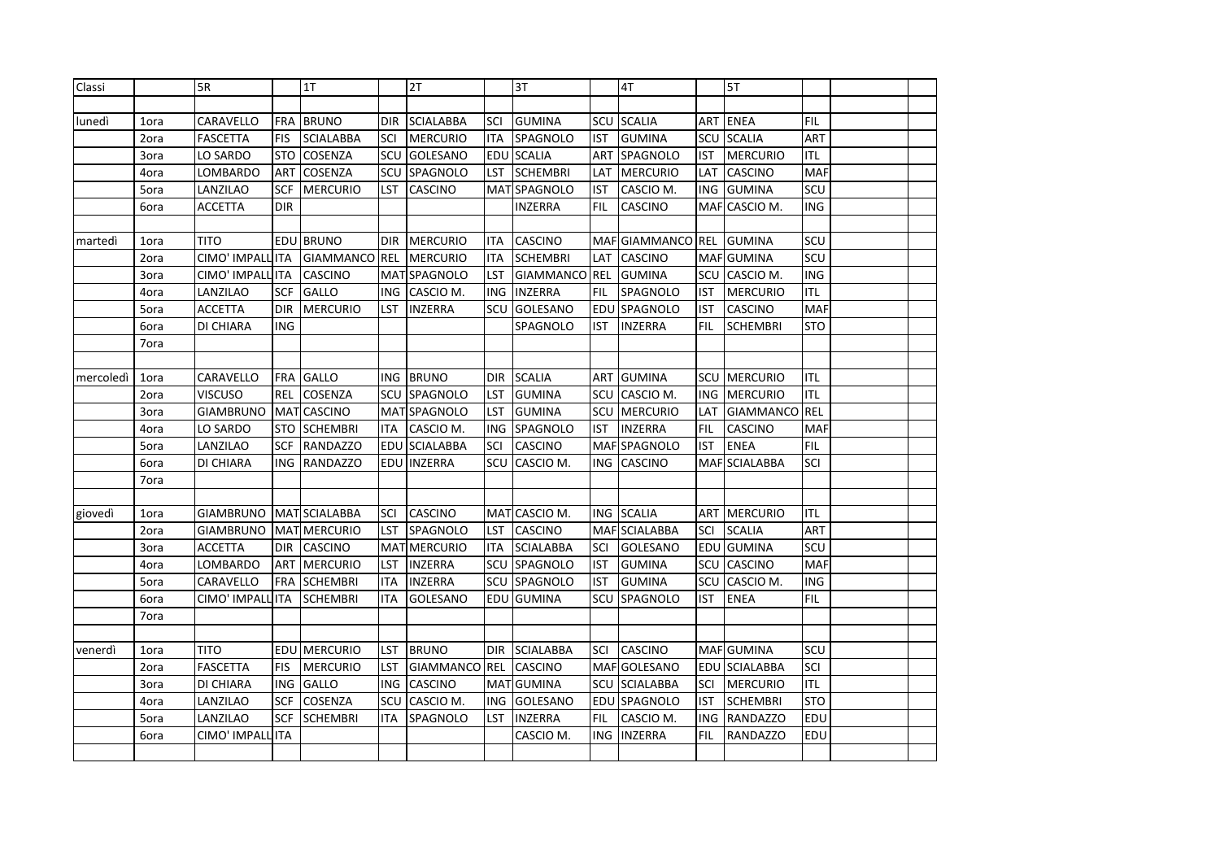| Classi | | 5R | | 1T | | 2T | | 3T | | 4T | | 5T | | | |
|---|---|---|---|---|---|---|---|---|---|---|---|---|---|---|---|
| | | | | | | | | | | | | | | | |
| lunedì | 1ora | CARAVELLO | FRA | BRUNO | DIR | SCIALABBA | SCI | GUMINA | SCU | SCALIA | ART | ENEA | FIL | | |
| | 2ora | FASCETTA | FIS | SCIALABBA | SCI | MERCURIO | ITA | SPAGNOLO | IST | GUMINA | SCU | SCALIA | ART | | |
| | 3ora | LO SARDO | STO | COSENZA | SCU | GOLESANO | EDU | SCALIA | ART | SPAGNOLO | IST | MERCURIO | ITL | | |
| | 4ora | LOMBARDO | ART | COSENZA | SCU | SPAGNOLO | LST | SCHEMBRI | LAT | MERCURIO | LAT | CASCINO | MAF | | |
| | 5ora | LANZILAO | SCF | MERCURIO | LST | CASCINO | MAT | SPAGNOLO | IST | CASCIO M. | ING | GUMINA | SCU | | |
| | 6ora | ACCETTA | DIR | | | | | INZERRA | FIL | CASCINO | MAF | CASCIO M. | ING | | |
| | | | | | | | | | | | | | | | |
| martedì | 1ora | TITO | EDU | BRUNO | DIR | MERCURIO | ITA | CASCINO | MAF | GIAMMANCO | REL | GUMINA | SCU | | |
| | 2ora | CIMO' IMPALL | ITA | GIAMMANCO | REL | MERCURIO | ITA | SCHEMBRI | LAT | CASCINO | MAF | GUMINA | SCU | | |
| | 3ora | CIMO' IMPALL | ITA | CASCINO | MAT | SPAGNOLO | LST | GIAMMANCO | REL | GUMINA | SCU | CASCIO M. | ING | | |
| | 4ora | LANZILAO | SCF | GALLO | ING | CASCIO M. | ING | INZERRA | FIL | SPAGNOLO | IST | MERCURIO | ITL | | |
| | 5ora | ACCETTA | DIR | MERCURIO | LST | INZERRA | SCU | GOLESANO | EDU | SPAGNOLO | IST | CASCINO | MAF | | |
| | 6ora | DI CHIARA | ING | | | | | SPAGNOLO | IST | INZERRA | FIL | SCHEMBRI | STO | | |
| | 7ora | | | | | | | | | | | | | | |
| | | | | | | | | | | | | | | | |
| mercoledì | 1ora | CARAVELLO | FRA | GALLO | ING | BRUNO | DIR | SCALIA | ART | GUMINA | SCU | MERCURIO | ITL | | |
| | 2ora | VISCUSO | REL | COSENZA | SCU | SPAGNOLO | LST | GUMINA | SCU | CASCIO M. | ING | MERCURIO | ITL | | |
| | 3ora | GIAMBRUNO | MAT | CASCINO | MAT | SPAGNOLO | LST | GUMINA | SCU | MERCURIO | LAT | GIAMMANCO | REL | | |
| | 4ora | LO SARDO | STO | SCHEMBRI | ITA | CASCIO M. | ING | SPAGNOLO | IST | INZERRA | FIL | CASCINO | MAF | | |
| | 5ora | LANZILAO | SCF | RANDAZZO | EDU | SCIALABBA | SCI | CASCINO | MAF | SPAGNOLO | IST | ENEA | FIL | | |
| | 6ora | DI CHIARA | ING | RANDAZZO | EDU | INZERRA | SCU | CASCIO M. | ING | CASCINO | MAF | SCIALABBA | SCI | | |
| | 7ora | | | | | | | | | | | | | | |
| | | | | | | | | | | | | | | | |
| giovedì | 1ora | GIAMBRUNO | MAT | SCIALABBA | SCI | CASCINO | MAT | CASCIO M. | ING | SCALIA | ART | MERCURIO | ITL | | |
| | 2ora | GIAMBRUNO | MAT | MERCURIO | LST | SPAGNOLO | LST | CASCINO | MAF | SCIALABBA | SCI | SCALIA | ART | | |
| | 3ora | ACCETTA | DIR | CASCINO | MAT | MERCURIO | ITA | SCIALABBA | SCI | GOLESANO | EDU | GUMINA | SCU | | |
| | 4ora | LOMBARDO | ART | MERCURIO | LST | INZERRA | SCU | SPAGNOLO | IST | GUMINA | SCU | CASCINO | MAF | | |
| | 5ora | CARAVELLO | FRA | SCHEMBRI | ITA | INZERRA | SCU | SPAGNOLO | IST | GUMINA | SCU | CASCIO M. | ING | | |
| | 6ora | CIMO' IMPALL | ITA | SCHEMBRI | ITA | GOLESANO | EDU | GUMINA | SCU | SPAGNOLO | IST | ENEA | FIL | | |
| | 7ora | | | | | | | | | | | | | | |
| | | | | | | | | | | | | | | | |
| venerdì | 1ora | TITO | EDU | MERCURIO | LST | BRUNO | DIR | SCIALABBA | SCI | CASCINO | MAF | GUMINA | SCU | | |
| | 2ora | FASCETTA | FIS | MERCURIO | LST | GIAMMANCO | REL | CASCINO | MAF | GOLESANO | EDU | SCIALABBA | SCI | | |
| | 3ora | DI CHIARA | ING | GALLO | ING | CASCINO | MAT | GUMINA | SCU | SCIALABBA | SCI | MERCURIO | ITL | | |
| | 4ora | LANZILAO | SCF | COSENZA | SCU | CASCIO M. | ING | GOLESANO | EDU | SPAGNOLO | IST | SCHEMBRI | STO | | |
| | 5ora | LANZILAO | SCF | SCHEMBRI | ITA | SPAGNOLO | LST | INZERRA | FIL | CASCIO M. | ING | RANDAZZO | EDU | | |
| | 6ora | CIMO' IMPALL | ITA | | | | | CASCIO M. | ING | INZERRA | FIL | RANDAZZO | EDU | | |
| | | | | | | | | | | | | | | | |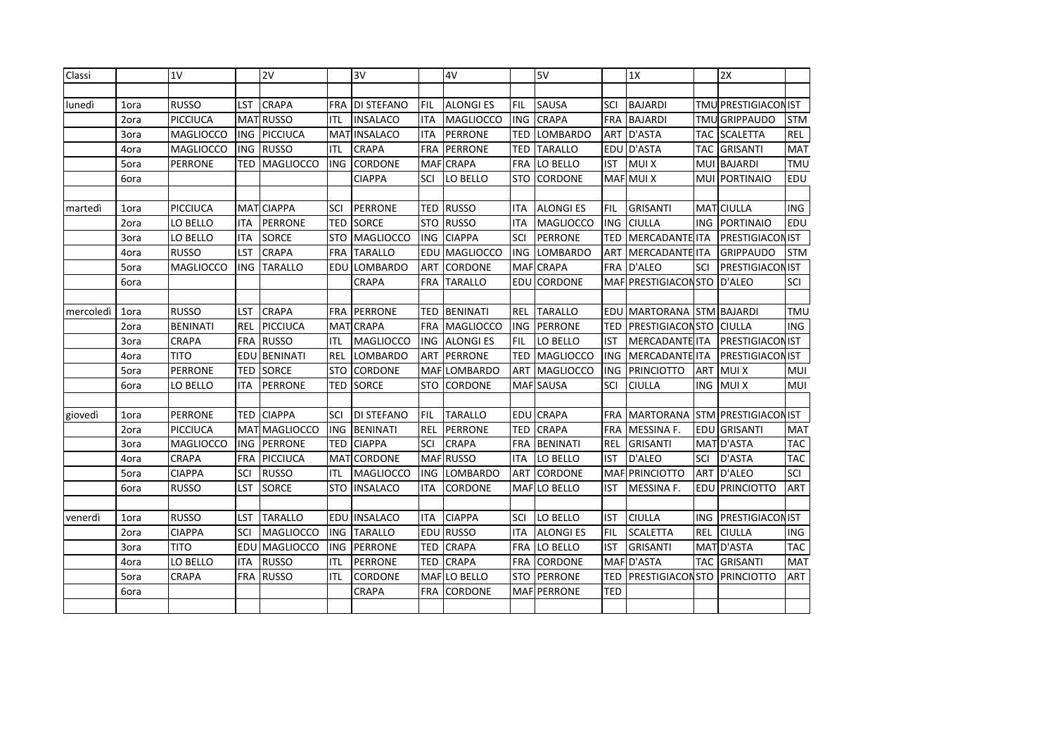| Classi | | 1V | | 2V | | 3V | | 4V | | 5V | | 1X | | 2X | |
|---|---|---|---|---|---|---|---|---|---|---|---|---|---|---|---|
| | | | | | | | | | | | | | | | |
| lunedì | 1ora | RUSSO | LST | CRAPA | FRA | DI STEFANO | FIL | ALONGI ES | FIL | SAUSA | SCI | BAJARDI | TMU | PRESTIGIACON | IST |
| | 2ora | PICCIUCA | MAT | RUSSO | ITL | INSALACO | ITA | MAGLIOCCO | ING | CRAPA | FRA | BAJARDI | TMU | GRIPPAUDO | STM |
| | 3ora | MAGLIOCCO | ING | PICCIUCA | MAT | INSALACO | ITA | PERRONE | TED | LOMBARDO | ART | D'ASTA | TAC | SCALETTA | REL |
| | 4ora | MAGLIOCCO | ING | RUSSO | ITL | CRAPA | FRA | PERRONE | TED | TARALLO | EDU | D'ASTA | TAC | GRISANTI | MAT |
| | 5ora | PERRONE | TED | MAGLIOCCO | ING | CORDONE | MAF | CRAPA | FRA | LO BELLO | IST | MUI X | MUI | BAJARDI | TMU |
| | 6ora | | | | | CIAPPA | SCI | LO BELLO | STO | CORDONE | MAF | MUI X | MUI | PORTINAIO | EDU |
| | | | | | | | | | | | | | | | |
| martedì | 1ora | PICCIUCA | MAT | CIAPPA | SCI | PERRONE | TED | RUSSO | ITA | ALONGI ES | FIL | GRISANTI | MAT | CIULLA | ING |
| | 2ora | LO BELLO | ITA | PERRONE | TED | SORCE | STO | RUSSO | ITA | MAGLIOCCO | ING | CIULLA | ING | PORTINAIO | EDU |
| | 3ora | LO BELLO | ITA | SORCE | STO | MAGLIOCCO | ING | CIAPPA | SCI | PERRONE | TED | MERCADANTE | ITA | PRESTIGIACON | IST |
| | 4ora | RUSSO | LST | CRAPA | FRA | TARALLO | EDU | MAGLIOCCO | ING | LOMBARDO | ART | MERCADANTE | ITA | GRIPPAUDO | STM |
| | 5ora | MAGLIOCCO | ING | TARALLO | EDU | LOMBARDO | ART | CORDONE | MAF | CRAPA | FRA | D'ALEO | SCI | PRESTIGIACON | IST |
| | 6ora | | | | | CRAPA | FRA | TARALLO | EDU | CORDONE | MAF | PRESTIGIACON | STO | D'ALEO | SCI |
| | | | | | | | | | | | | | | | |
| mercoledì | 1ora | RUSSO | LST | CRAPA | FRA | PERRONE | TED | BENINATI | REL | TARALLO | EDU | MARTORANA | STM | BAJARDI | TMU |
| | 2ora | BENINATI | REL | PICCIUCA | MAT | CRAPA | FRA | MAGLIOCCO | ING | PERRONE | TED | PRESTIGIACON | STO | CIULLA | ING |
| | 3ora | CRAPA | FRA | RUSSO | ITL | MAGLIOCCO | ING | ALONGI ES | FIL | LO BELLO | IST | MERCADANTE | ITA | PRESTIGIACON | IST |
| | 4ora | TITO | EDU | BENINATI | REL | LOMBARDO | ART | PERRONE | TED | MAGLIOCCO | ING | MERCADANTE | ITA | PRESTIGIACON | IST |
| | 5ora | PERRONE | TED | SORCE | STO | CORDONE | MAF | LOMBARDO | ART | MAGLIOCCO | ING | PRINCIOTTO | ART | MUI X | MUI |
| | 6ora | LO BELLO | ITA | PERRONE | TED | SORCE | STO | CORDONE | MAF | SAUSA | SCI | CIULLA | ING | MUI X | MUI |
| | | | | | | | | | | | | | | | |
| giovedì | 1ora | PERRONE | TED | CIAPPA | SCI | DI STEFANO | FIL | TARALLO | EDU | CRAPA | FRA | MARTORANA | STM | PRESTIGIACON | IST |
| | 2ora | PICCIUCA | MAT | MAGLIOCCO | ING | BENINATI | REL | PERRONE | TED | CRAPA | FRA | MESSINA F. | EDU | GRISANTI | MAT |
| | 3ora | MAGLIOCCO | ING | PERRONE | TED | CIAPPA | SCI | CRAPA | FRA | BENINATI | REL | GRISANTI | MAT | D'ASTA | TAC |
| | 4ora | CRAPA | FRA | PICCIUCA | MAT | CORDONE | MAF | RUSSO | ITA | LO BELLO | IST | D'ALEO | SCI | D'ASTA | TAC |
| | 5ora | CIAPPA | SCI | RUSSO | ITL | MAGLIOCCO | ING | LOMBARDO | ART | CORDONE | MAF | PRINCIOTTO | ART | D'ALEO | SCI |
| | 6ora | RUSSO | LST | SORCE | STO | INSALACO | ITA | CORDONE | MAF | LO BELLO | IST | MESSINA F. | EDU | PRINCIOTTO | ART |
| | | | | | | | | | | | | | | | |
| venerdì | 1ora | RUSSO | LST | TARALLO | EDU | INSALACO | ITA | CIAPPA | SCI | LO BELLO | IST | CIULLA | ING | PRESTIGIACON | IST |
| | 2ora | CIAPPA | SCI | MAGLIOCCO | ING | TARALLO | EDU | RUSSO | ITA | ALONGI ES | FIL | SCALETTA | REL | CIULLA | ING |
| | 3ora | TITO | EDU | MAGLIOCCO | ING | PERRONE | TED | CRAPA | FRA | LO BELLO | IST | GRISANTI | MAT | D'ASTA | TAC |
| | 4ora | LO BELLO | ITA | RUSSO | ITL | PERRONE | TED | CRAPA | FRA | CORDONE | MAF | D'ASTA | TAC | GRISANTI | MAT |
| | 5ora | CRAPA | FRA | RUSSO | ITL | CORDONE | MAF | LO BELLO | STO | PERRONE | TED | PRESTIGIACON | STO | PRINCIOTTO | ART |
| | 6ora | | | | | CRAPA | FRA | CORDONE | MAF | PERRONE | TED | | | | |
| | | | | | | | | | | | | | | | |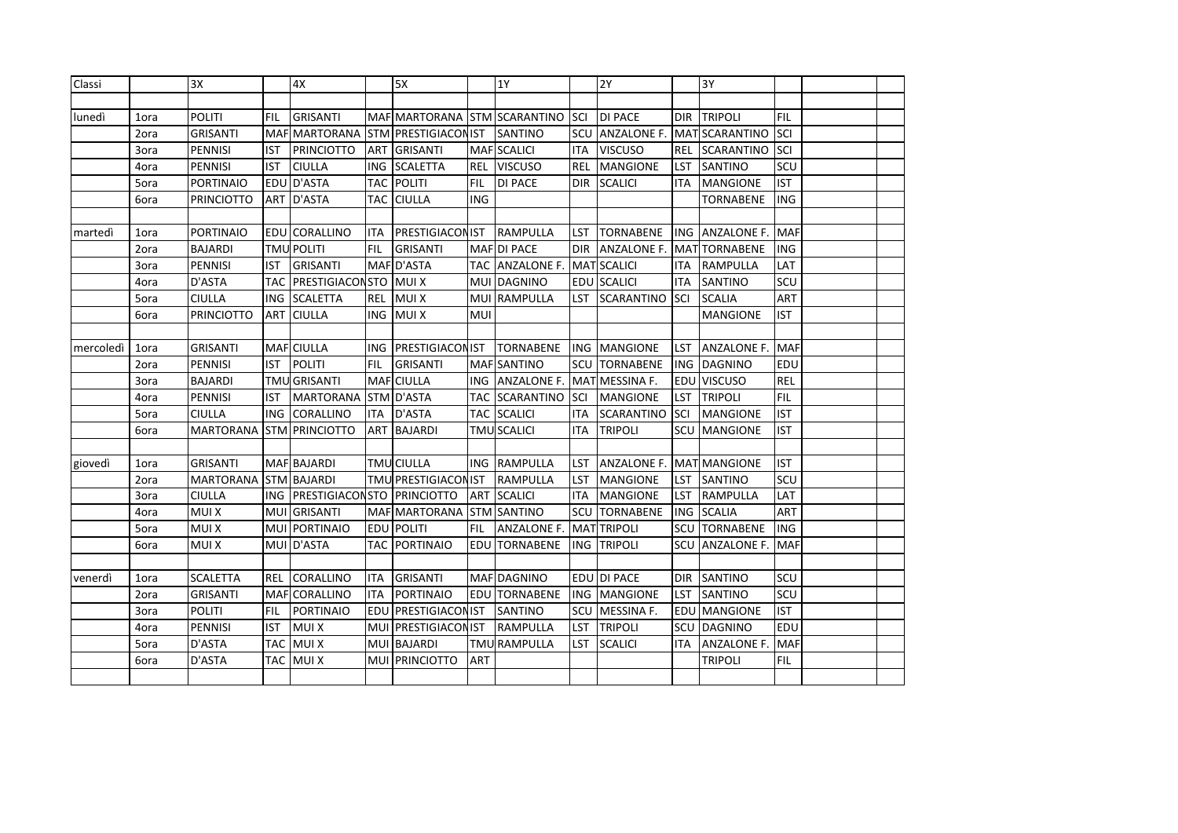| Classi | | 3X | | 4X | | 5X | | 1Y | | 2Y | | 3Y | |
|---|---|---|---|---|---|---|---|---|---|---|---|---|---|
| | | | | | | | | | | | | | |
| lunedì | 1ora | POLITI | FIL | GRISANTI | MAF | MARTORANA | STM | SCARANTINO | SCI | DI PACE | DIR | TRIPOLI | FIL |
| | 2ora | GRISANTI | MAF | MARTORANA | STM | PRESTIGIACON | IST | SANTINO | SCU | ANZALONE F. | MAT | SCARANTINO | SCI |
| | 3ora | PENNISI | IST | PRINCIOTTO | ART | GRISANTI | MAF | SCALICI | ITA | VISCUSO | REL | SCARANTINO | SCI |
| | 4ora | PENNISI | IST | CIULLA | ING | SCALETTA | REL | VISCUSO | REL | MANGIONE | LST | SANTINO | SCU |
| | 5ora | PORTINAIO | EDU | D'ASTA | TAC | POLITI | FIL | DI PACE | DIR | SCALICI | ITA | MANGIONE | IST |
| | 6ora | PRINCIOTTO | ART | D'ASTA | TAC | CIULLA | ING | | | | | TORNABENE | ING |
| | | | | | | | | | | | | | |
| martedì | 1ora | PORTINAIO | EDU | CORALLINO | ITA | PRESTIGIACON | IST | RAMPULLA | LST | TORNABENE | ING | ANZALONE F. | MAF |
| | 2ora | BAJARDI | TMU | POLITI | FIL | GRISANTI | MAF | DI PACE | DIR | ANZALONE F. | MAT | TORNABENE | ING |
| | 3ora | PENNISI | IST | GRISANTI | MAF | D'ASTA | TAC | ANZALONE F. | MAT | SCALICI | ITA | RAMPULLA | LAT |
| | 4ora | D'ASTA | TAC | PRESTIGIACON | STO | MUI X | MUI | DAGNINO | EDU | SCALICI | ITA | SANTINO | SCU |
| | 5ora | CIULLA | ING | SCALETTA | REL | MUI X | MUI | RAMPULLA | LST | SCARANTINO | SCI | SCALIA | ART |
| | 6ora | PRINCIOTTO | ART | CIULLA | ING | MUI X | MUI | | | | | MANGIONE | IST |
| | | | | | | | | | | | | | |
| mercoledì | 1ora | GRISANTI | MAF | CIULLA | ING | PRESTIGIACON | IST | TORNABENE | ING | MANGIONE | LST | ANZALONE F. | MAF |
| | 2ora | PENNISI | IST | POLITI | FIL | GRISANTI | MAF | SANTINO | SCU | TORNABENE | ING | DAGNINO | EDU |
| | 3ora | BAJARDI | TMU | GRISANTI | MAF | CIULLA | ING | ANZALONE F. | MAT | MESSINA F. | EDU | VISCUSO | REL |
| | 4ora | PENNISI | IST | MARTORANA | STM | D'ASTA | TAC | SCARANTINO | SCI | MANGIONE | LST | TRIPOLI | FIL |
| | 5ora | CIULLA | ING | CORALLINO | ITA | D'ASTA | TAC | SCALICI | ITA | SCARANTINO | SCI | MANGIONE | IST |
| | 6ora | MARTORANA | STM | PRINCIOTTO | ART | BAJARDI | TMU | SCALICI | ITA | TRIPOLI | SCU | MANGIONE | IST |
| | | | | | | | | | | | | | |
| giovedì | 1ora | GRISANTI | MAF | BAJARDI | TMU | CIULLA | ING | RAMPULLA | LST | ANZALONE F. | MAT | MANGIONE | IST |
| | 2ora | MARTORANA | STM | BAJARDI | TMU | PRESTIGIACON | IST | RAMPULLA | LST | MANGIONE | LST | SANTINO | SCU |
| | 3ora | CIULLA | ING | PRESTIGIACON | STO | PRINCIOTTO | ART | SCALICI | ITA | MANGIONE | LST | RAMPULLA | LAT |
| | 4ora | MUI X | MUI | GRISANTI | MAF | MARTORANA | STM | SANTINO | SCU | TORNABENE | ING | SCALIA | ART |
| | 5ora | MUI X | MUI | PORTINAIO | EDU | POLITI | FIL | ANZALONE F. | MAT | TRIPOLI | SCU | TORNABENE | ING |
| | 6ora | MUI X | MUI | D'ASTA | TAC | PORTINAIO | EDU | TORNABENE | ING | TRIPOLI | SCU | ANZALONE F. | MAF |
| | | | | | | | | | | | | | |
| venerdì | 1ora | SCALETTA | REL | CORALLINO | ITA | GRISANTI | MAF | DAGNINO | EDU | DI PACE | DIR | SANTINO | SCU |
| | 2ora | GRISANTI | MAF | CORALLINO | ITA | PORTINAIO | EDU | TORNABENE | ING | MANGIONE | LST | SANTINO | SCU |
| | 3ora | POLITI | FIL | PORTINAIO | EDU | PRESTIGIACON | IST | SANTINO | SCU | MESSINA F. | EDU | MANGIONE | IST |
| | 4ora | PENNISI | IST | MUI X | MUI | PRESTIGIACON | IST | RAMPULLA | LST | TRIPOLI | SCU | DAGNINO | EDU |
| | 5ora | D'ASTA | TAC | MUI X | MUI | BAJARDI | TMU | RAMPULLA | LST | SCALICI | ITA | ANZALONE F. | MAF |
| | 6ora | D'ASTA | TAC | MUI X | MUI | PRINCIOTTO | ART | | | | | TRIPOLI | FIL |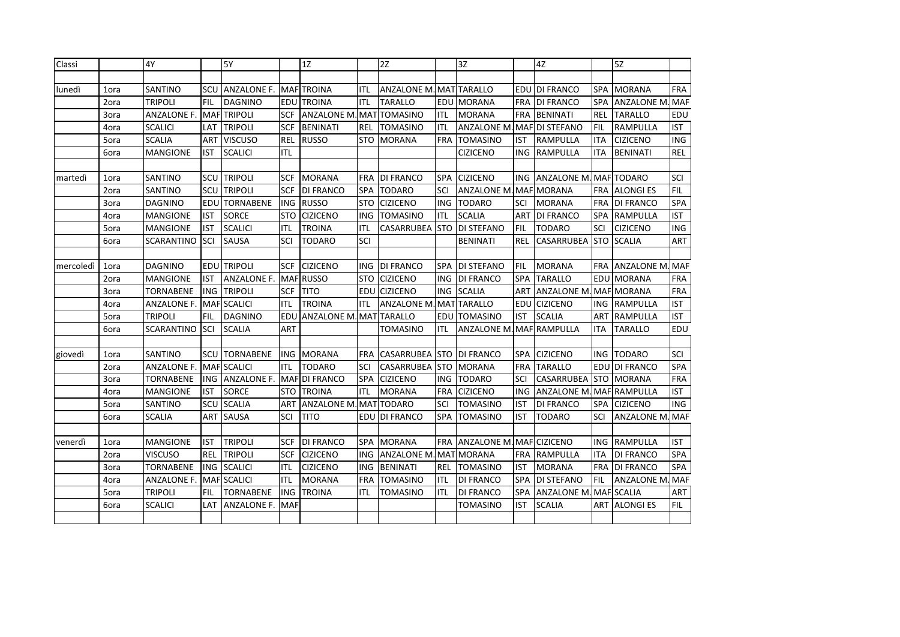| Classi | | 4Y | | 5Y | | 1Z | | 2Z | | 3Z | | 4Z | | 5Z | |
|---|---|---|---|---|---|---|---|---|---|---|---|---|---|---|---|
| | | | | | | | | | | | | | | | |
| lunedì | 1ora | SANTINO | SCU | ANZALONE F. | MAF | TROINA | ITL | ANZALONE M. | MAT | TARALLO | EDU | DI FRANCO | SPA | MORANA | FRA |
| | 2ora | TRIPOLI | FIL | DAGNINO | EDU | TROINA | ITL | TARALLO | EDU | MORANA | FRA | DI FRANCO | SPA | ANZALONE M. | MAF |
| | 3ora | ANZALONE F. | MAF | TRIPOLI | SCF | ANZALONE M. | MAT | TOMASINO | ITL | MORANA | FRA | BENINATI | REL | TARALLO | EDU |
| | 4ora | SCALICI | LAT | TRIPOLI | SCF | BENINATI | REL | TOMASINO | ITL | ANZALONE M. | MAF | DI STEFANO | FIL | RAMPULLA | IST |
| | 5ora | SCALIA | ART | VISCUSO | REL | RUSSO | STO | MORANA | FRA | TOMASINO | IST | RAMPULLA | ITA | CIZICENO | ING |
| | 6ora | MANGIONE | IST | SCALICI | ITL | | | | | CIZICENO | ING | RAMPULLA | ITA | BENINATI | REL |
| | | | | | | | | | | | | | | | |
| martedì | 1ora | SANTINO | SCU | TRIPOLI | SCF | MORANA | FRA | DI FRANCO | SPA | CIZICENO | ING | ANZALONE M. | MAF | TODARO | SCI |
| | 2ora | SANTINO | SCU | TRIPOLI | SCF | DI FRANCO | SPA | TODARO | SCI | ANZALONE M. | MAF | MORANA | FRA | ALONGI ES | FIL |
| | 3ora | DAGNINO | EDU | TORNABENE | ING | RUSSO | STO | CIZICENO | ING | TODARO | SCI | MORANA | FRA | DI FRANCO | SPA |
| | 4ora | MANGIONE | IST | SORCE | STO | CIZICENO | ING | TOMASINO | ITL | SCALIA | ART | DI FRANCO | SPA | RAMPULLA | IST |
| | 5ora | MANGIONE | IST | SCALICI | ITL | TROINA | ITL | CASARRUBEA | STO | DI STEFANO | FIL | TODARO | SCI | CIZICENO | ING |
| | 6ora | SCARANTINO | SCI | SAUSA | SCI | TODARO | SCI | | | BENINATI | REL | CASARRUBEA | STO | SCALIA | ART |
| | | | | | | | | | | | | | | | |
| mercoledì | 1ora | DAGNINO | EDU | TRIPOLI | SCF | CIZICENO | ING | DI FRANCO | SPA | DI STEFANO | FIL | MORANA | FRA | ANZALONE M. | MAF |
| | 2ora | MANGIONE | IST | ANZALONE F. | MAF | RUSSO | STO | CIZICENO | ING | DI FRANCO | SPA | TARALLO | EDU | MORANA | FRA |
| | 3ora | TORNABENE | ING | TRIPOLI | SCF | TITO | EDU | CIZICENO | ING | SCALIA | ART | ANZALONE M. | MAF | MORANA | FRA |
| | 4ora | ANZALONE F. | MAF | SCALICI | ITL | TROINA | ITL | ANZALONE M. | MAT | TARALLO | EDU | CIZICENO | ING | RAMPULLA | IST |
| | 5ora | TRIPOLI | FIL | DAGNINO | EDU | ANZALONE M. | MAT | TARALLO | EDU | TOMASINO | IST | SCALIA | ART | RAMPULLA | IST |
| | 6ora | SCARANTINO | SCI | SCALIA | ART | | | TOMASINO | ITL | ANZALONE M. | MAF | RAMPULLA | ITA | TARALLO | EDU |
| | | | | | | | | | | | | | | | |
| giovedì | 1ora | SANTINO | SCU | TORNABENE | ING | MORANA | FRA | CASARRUBEA | STO | DI FRANCO | SPA | CIZICENO | ING | TODARO | SCI |
| | 2ora | ANZALONE F. | MAF | SCALICI | ITL | TODARO | SCI | CASARRUBEA | STO | MORANA | FRA | TARALLO | EDU | DI FRANCO | SPA |
| | 3ora | TORNABENE | ING | ANZALONE F. | MAF | DI FRANCO | SPA | CIZICENO | ING | TODARO | SCI | CASARRUBEA | STO | MORANA | FRA |
| | 4ora | MANGIONE | IST | SORCE | STO | TROINA | ITL | MORANA | FRA | CIZICENO | ING | ANZALONE M. | MAF | RAMPULLA | IST |
| | 5ora | SANTINO | SCU | SCALIA | ART | ANZALONE M. | MAT | TODARO | SCI | TOMASINO | IST | DI FRANCO | SPA | CIZICENO | ING |
| | 6ora | SCALIA | ART | SAUSA | SCI | TITO | EDU | DI FRANCO | SPA | TOMASINO | IST | TODARO | SCI | ANZALONE M. | MAF |
| | | | | | | | | | | | | | | | |
| venerdì | 1ora | MANGIONE | IST | TRIPOLI | SCF | DI FRANCO | SPA | MORANA | FRA | ANZALONE M. | MAF | CIZICENO | ING | RAMPULLA | IST |
| | 2ora | VISCUSO | REL | TRIPOLI | SCF | CIZICENO | ING | ANZALONE M. | MAT | MORANA | FRA | RAMPULLA | ITA | DI FRANCO | SPA |
| | 3ora | TORNABENE | ING | SCALICI | ITL | CIZICENO | ING | BENINATI | REL | TOMASINO | IST | MORANA | FRA | DI FRANCO | SPA |
| | 4ora | ANZALONE F. | MAF | SCALICI | ITL | MORANA | FRA | TOMASINO | ITL | DI FRANCO | SPA | DI STEFANO | FIL | ANZALONE M. | MAF |
| | 5ora | TRIPOLI | FIL | TORNABENE | ING | TROINA | ITL | TOMASINO | ITL | DI FRANCO | SPA | ANZALONE M. | MAF | SCALIA | ART |
| | 6ora | SCALICI | LAT | ANZALONE F. | MAF | | | | | TOMASINO | IST | SCALIA | ART | ALONGI ES | FIL |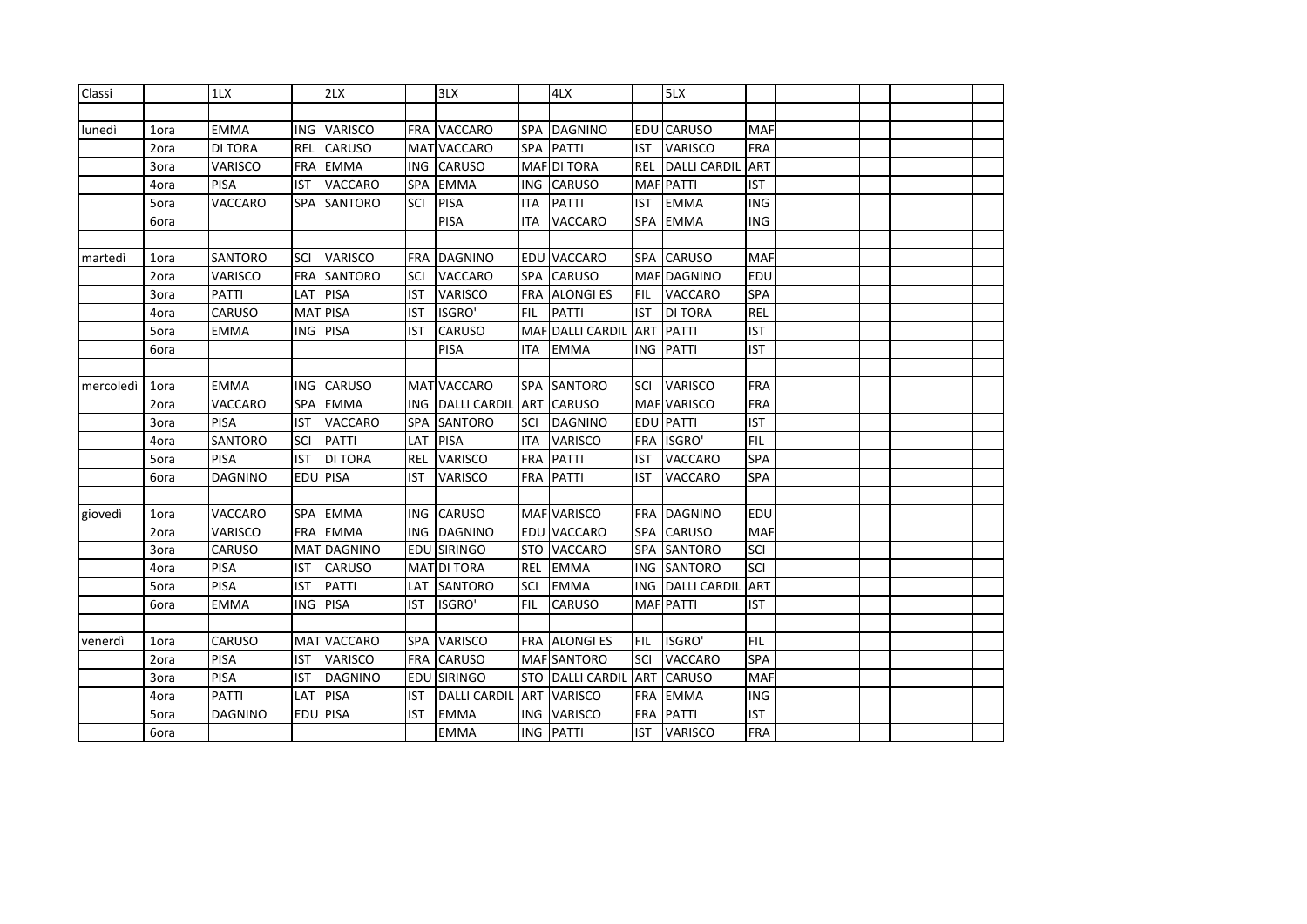| Classi | | 1LX | | 2LX | | 3LX | | 4LX | | 5LX | | | | | | |
|---|---|---|---|---|---|---|---|---|---|---|---|---|---|---|---|---|
| | | | | | | | | | | | | | | | | |
| lunedì | 1ora | EMMA | ING | VARISCO | FRA | VACCARO | SPA | DAGNINO | EDU | CARUSO | MAF | | | | | |
| | 2ora | DI TORA | REL | CARUSO | MAT | VACCARO | SPA | PATTI | IST | VARISCO | FRA | | | | | |
| | 3ora | VARISCO | FRA | EMMA | ING | CARUSO | MAF | DI TORA | REL | DALLI CARDIL | ART | | | | | |
| | 4ora | PISA | IST | VACCARO | SPA | EMMA | ING | CARUSO | MAF | PATTI | IST | | | | | |
| | 5ora | VACCARO | SPA | SANTORO | SCI | PISA | ITA | PATTI | IST | EMMA | ING | | | | | |
| | 6ora | | | | | PISA | ITA | VACCARO | SPA | EMMA | ING | | | | | |
| | | | | | | | | | | | | | | | | |
| martedì | 1ora | SANTORO | SCI | VARISCO | FRA | DAGNINO | EDU | VACCARO | SPA | CARUSO | MAF | | | | | |
| | 2ora | VARISCO | FRA | SANTORO | SCI | VACCARO | SPA | CARUSO | MAF | DAGNINO | EDU | | | | | |
| | 3ora | PATTI | LAT | PISA | IST | VARISCO | FRA | ALONGI ES | FIL | VACCARO | SPA | | | | | |
| | 4ora | CARUSO | MAT | PISA | IST | ISGRO' | FIL | PATTI | IST | DI TORA | REL | | | | | |
| | 5ora | EMMA | ING | PISA | IST | CARUSO | MAF | DALLI CARDIL | ART | PATTI | IST | | | | | |
| | 6ora | | | | | PISA | ITA | EMMA | ING | PATTI | IST | | | | | |
| | | | | | | | | | | | | | | | | |
| mercoledì | 1ora | EMMA | ING | CARUSO | MAT | VACCARO | SPA | SANTORO | SCI | VARISCO | FRA | | | | | |
| | 2ora | VACCARO | SPA | EMMA | ING | DALLI CARDIL | ART | CARUSO | MAF | VARISCO | FRA | | | | | |
| | 3ora | PISA | IST | VACCARO | SPA | SANTORO | SCI | DAGNINO | EDU | PATTI | IST | | | | | |
| | 4ora | SANTORO | SCI | PATTI | LAT | PISA | ITA | VARISCO | FRA | ISGRO' | FIL | | | | | |
| | 5ora | PISA | IST | DI TORA | REL | VARISCO | FRA | PATTI | IST | VACCARO | SPA | | | | | |
| | 6ora | DAGNINO | EDU | PISA | IST | VARISCO | FRA | PATTI | IST | VACCARO | SPA | | | | | |
| | | | | | | | | | | | | | | | | |
| giovedì | 1ora | VACCARO | SPA | EMMA | ING | CARUSO | MAF | VARISCO | FRA | DAGNINO | EDU | | | | | |
| | 2ora | VARISCO | FRA | EMMA | ING | DAGNINO | EDU | VACCARO | SPA | CARUSO | MAF | | | | | |
| | 3ora | CARUSO | MAT | DAGNINO | EDU | SIRINGO | STO | VACCARO | SPA | SANTORO | SCI | | | | | |
| | 4ora | PISA | IST | CARUSO | MAT | DI TORA | REL | EMMA | ING | SANTORO | SCI | | | | | |
| | 5ora | PISA | IST | PATTI | LAT | SANTORO | SCI | EMMA | ING | DALLI CARDIL | ART | | | | | |
| | 6ora | EMMA | ING | PISA | IST | ISGRO' | FIL | CARUSO | MAF | PATTI | IST | | | | | |
| | | | | | | | | | | | | | | | | |
| venerdì | 1ora | CARUSO | MAT | VACCARO | SPA | VARISCO | FRA | ALONGI ES | FIL | ISGRO' | FIL | | | | | |
| | 2ora | PISA | IST | VARISCO | FRA | CARUSO | MAF | SANTORO | SCI | VACCARO | SPA | | | | | |
| | 3ora | PISA | IST | DAGNINO | EDU | SIRINGO | STO | DALLI CARDIL | ART | CARUSO | MAF | | | | | |
| | 4ora | PATTI | LAT | PISA | IST | DALLI CARDIL | ART | VARISCO | FRA | EMMA | ING | | | | | |
| | 5ora | DAGNINO | EDU | PISA | IST | EMMA | ING | VARISCO | FRA | PATTI | IST | | | | | |
| | 6ora | | | | | EMMA | ING | PATTI | IST | VARISCO | FRA | | | | | |